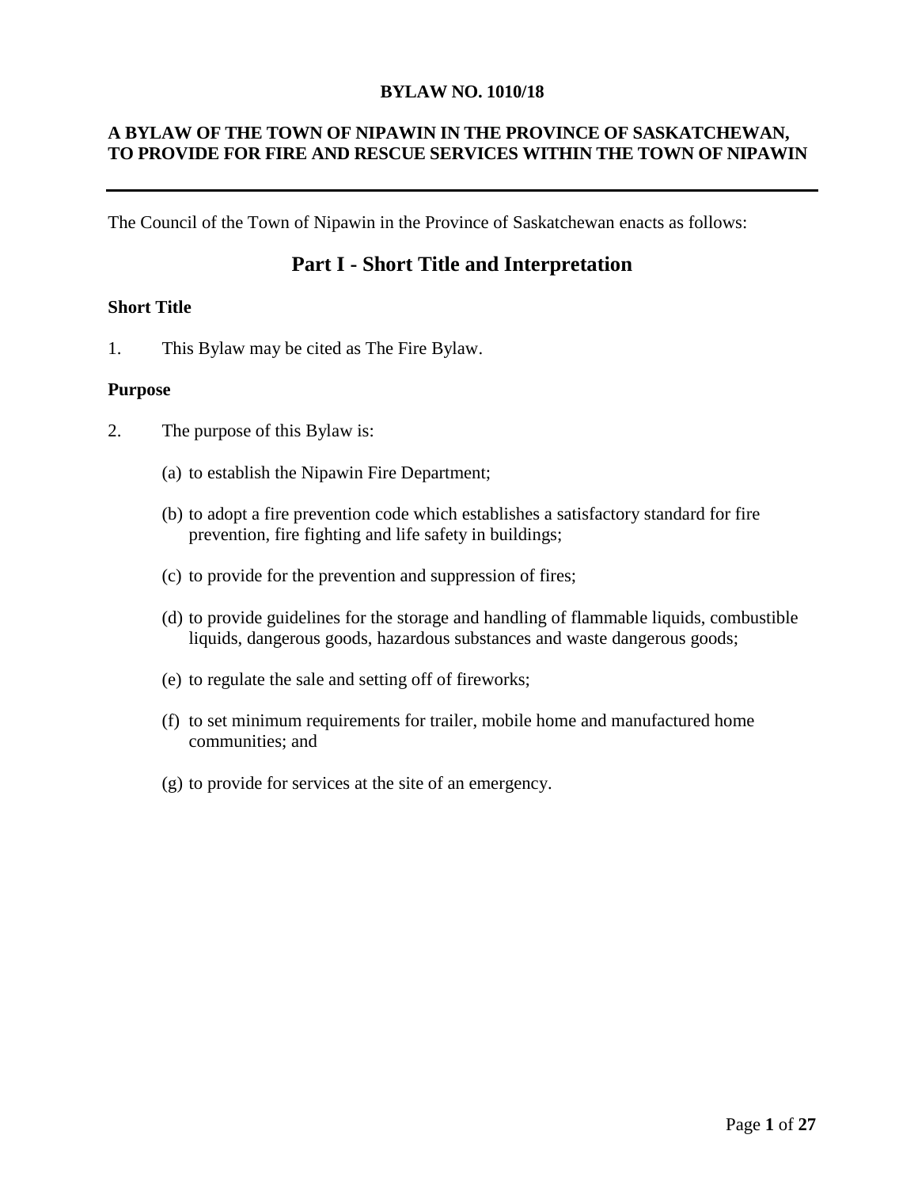**BYLAW NO. 1010/18**

**A BYLAW OF THE TOWN OF NIPAWIN IN THE PROVINCE OF SASKATCHEWAN, TO PROVIDE FOR FIRE AND RESCUE SERVICES WITHIN THE TOWN OF NIPAWIN**

---

The Council of the Town of Nipawin in the Province of Saskatchewan enacts as follows:

## Part I - Short Title and Interpretation

**Short Title**

1. This Bylaw may be cited as The Fire Bylaw.

**Purpose**

2. The purpose of this Bylaw is:

   (a) to establish the Nipawin Fire Department;

   (b) to adopt a fire prevention code which establishes a satisfactory standard for fire prevention, fire fighting and life safety in buildings;

   (c) to provide for the prevention and suppression of fires;

   (d) to provide guidelines for the storage and handling of flammable liquids, combustible liquids, dangerous goods, hazardous substances and waste dangerous goods;

   (e) to regulate the sale and setting off of fireworks;

   (f) to set minimum requirements for trailer, mobile home and manufactured home communities; and

   (g) to provide for services at the site of an emergency.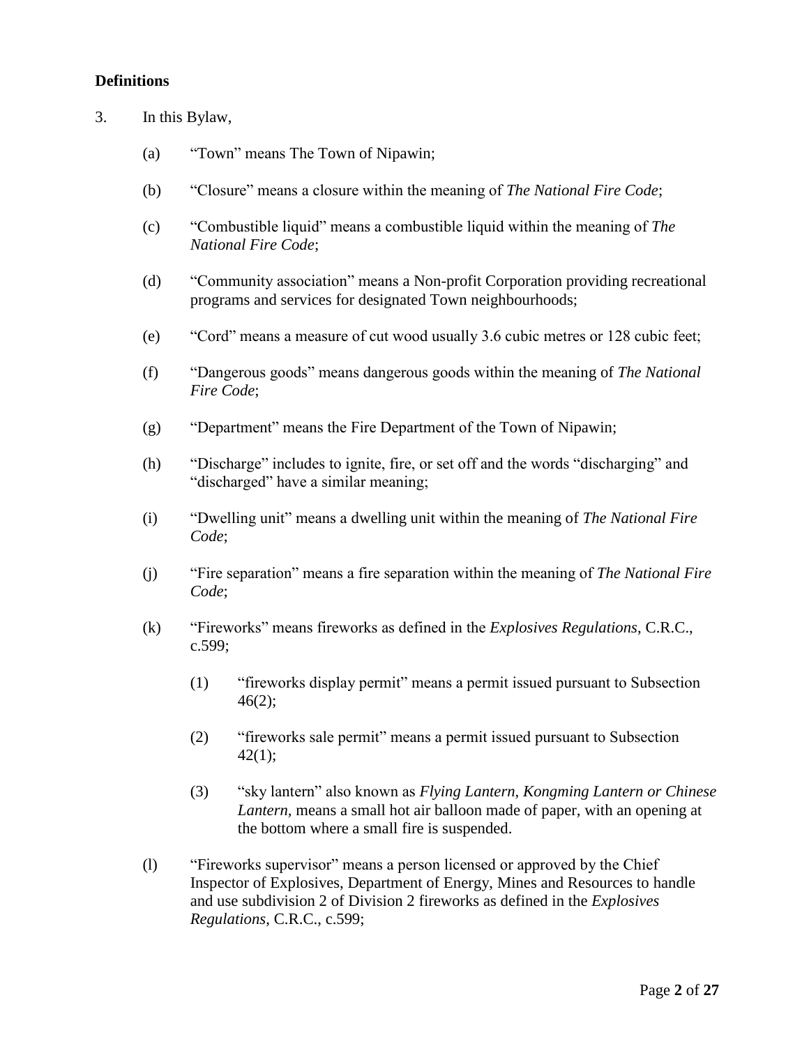**Definitions**

3. In this Bylaw,

   (a) "Town" means The Town of Nipawin;

   (b) "Closure" means a closure within the meaning of *The National Fire Code*;

   (c) "Combustible liquid" means a combustible liquid within the meaning of *The National Fire Code*;

   (d) "Community association" means a Non-profit Corporation providing recreational programs and services for designated Town neighbourhoods;

   (e) "Cord" means a measure of cut wood usually 3.6 cubic metres or 128 cubic feet;

   (f) "Dangerous goods" means dangerous goods within the meaning of *The National Fire Code*;

   (g) "Department" means the Fire Department of the Town of Nipawin;

   (h) "Discharge" includes to ignite, fire, or set off and the words "discharging" and "discharged" have a similar meaning;

   (i) "Dwelling unit" means a dwelling unit within the meaning of *The National Fire Code*;

   (j) "Fire separation" means a fire separation within the meaning of *The National Fire Code*;

   (k) "Fireworks" means fireworks as defined in the *Explosives Regulations*, C.R.C., c.599;

      (1) "fireworks display permit" means a permit issued pursuant to Subsection 46(2);

      (2) "fireworks sale permit" means a permit issued pursuant to Subsection 42(1);

      (3) "sky lantern" also known as *Flying Lantern, Kongming Lantern or Chinese Lantern*, means a small hot air balloon made of paper, with an opening at the bottom where a small fire is suspended.

   (l) "Fireworks supervisor" means a person licensed or approved by the Chief Inspector of Explosives, Department of Energy, Mines and Resources to handle and use subdivision 2 of Division 2 fireworks as defined in the *Explosives Regulations*, C.R.C., c.599;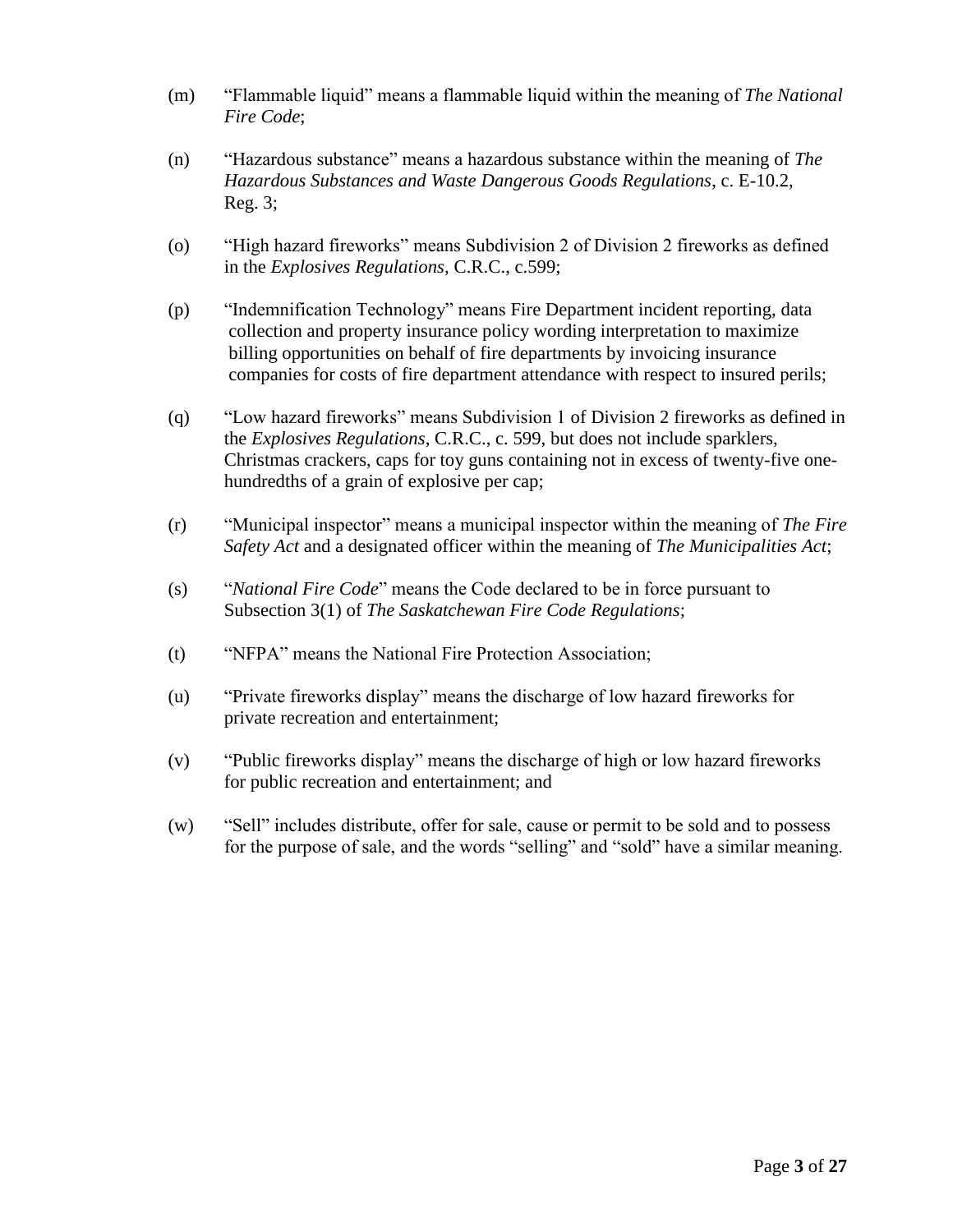(m) "Flammable liquid" means a flammable liquid within the meaning of *The National Fire Code*;

(n) "Hazardous substance" means a hazardous substance within the meaning of *The Hazardous Substances and Waste Dangerous Goods Regulations*, c. E-10.2, Reg. 3;

(o) "High hazard fireworks" means Subdivision 2 of Division 2 fireworks as defined in the *Explosives Regulations*, C.R.C., c.599;

(p) "Indemnification Technology" means Fire Department incident reporting, data collection and property insurance policy wording interpretation to maximize billing opportunities on behalf of fire departments by invoicing insurance companies for costs of fire department attendance with respect to insured perils;

(q) "Low hazard fireworks" means Subdivision 1 of Division 2 fireworks as defined in the *Explosives Regulations*, C.R.C., c. 599, but does not include sparklers, Christmas crackers, caps for toy guns containing not in excess of twenty-five one-hundredths of a grain of explosive per cap;

(r) "Municipal inspector" means a municipal inspector within the meaning of *The Fire Safety Act* and a designated officer within the meaning of *The Municipalities Act*;

(s) "*National Fire Code*" means the Code declared to be in force pursuant to Subsection 3(1) of *The Saskatchewan Fire Code Regulations*;

(t) "NFPA" means the National Fire Protection Association;

(u) "Private fireworks display" means the discharge of low hazard fireworks for private recreation and entertainment;

(v) "Public fireworks display" means the discharge of high or low hazard fireworks for public recreation and entertainment; and

(w) "Sell" includes distribute, offer for sale, cause or permit to be sold and to possess for the purpose of sale, and the words "selling" and "sold" have a similar meaning.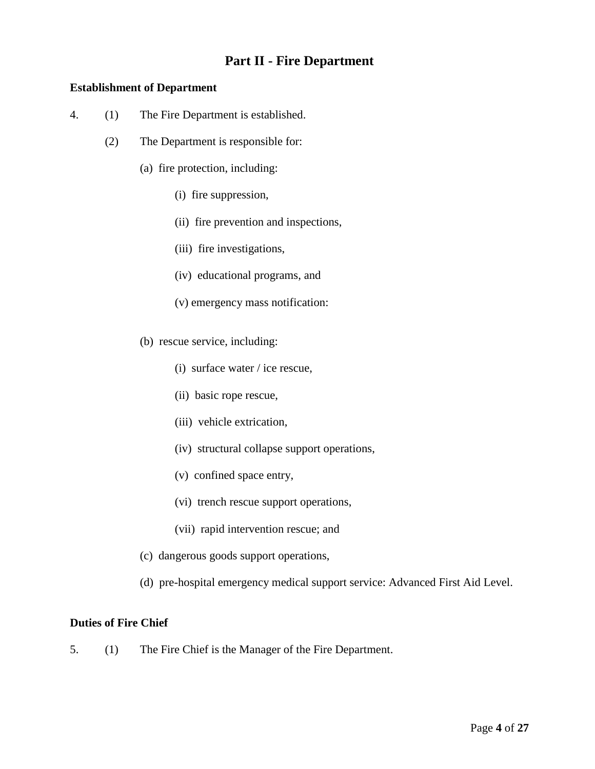# Part II - Fire Department

**Establishment of Department**

4. (1) The Fire Department is established.

   (2) The Department is responsible for:

   (a) fire protection, including:

   (i) fire suppression,

   (ii) fire prevention and inspections,

   (iii) fire investigations,

   (iv) educational programs, and

   (v) emergency mass notification:

   (b) rescue service, including:

   (i) surface water / ice rescue,

   (ii) basic rope rescue,

   (iii) vehicle extrication,

   (iv) structural collapse support operations,

   (v) confined space entry,

   (vi) trench rescue support operations,

   (vii) rapid intervention rescue; and

   (c) dangerous goods support operations,

   (d) pre-hospital emergency medical support service: Advanced First Aid Level.

**Duties of Fire Chief**

5. (1) The Fire Chief is the Manager of the Fire Department.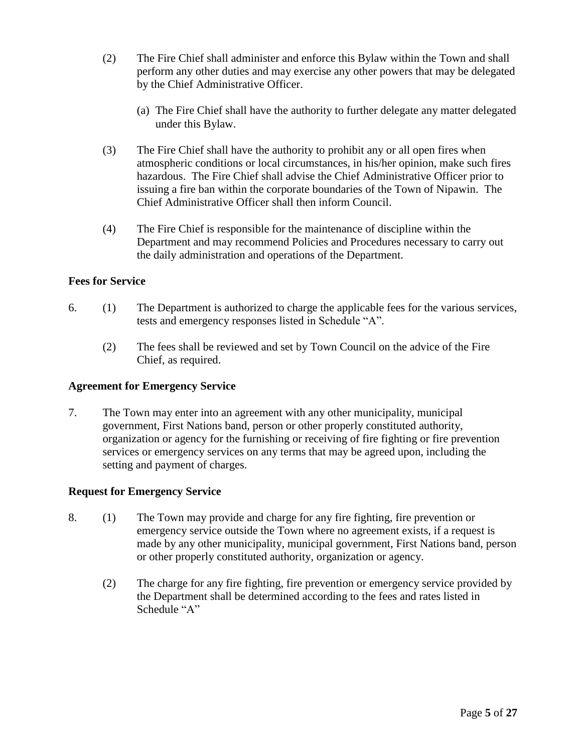(2) The Fire Chief shall administer and enforce this Bylaw within the Town and shall perform any other duties and may exercise any other powers that may be delegated by the Chief Administrative Officer.

(a) The Fire Chief shall have the authority to further delegate any matter delegated under this Bylaw.

(3) The Fire Chief shall have the authority to prohibit any or all open fires when atmospheric conditions or local circumstances, in his/her opinion, make such fires hazardous. The Fire Chief shall advise the Chief Administrative Officer prior to issuing a fire ban within the corporate boundaries of the Town of Nipawin. The Chief Administrative Officer shall then inform Council.

(4) The Fire Chief is responsible for the maintenance of discipline within the Department and may recommend Policies and Procedures necessary to carry out the daily administration and operations of the Department.

**Fees for Service**

6. (1) The Department is authorized to charge the applicable fees for the various services, tests and emergency responses listed in Schedule "A".

(2) The fees shall be reviewed and set by Town Council on the advice of the Fire Chief, as required.

**Agreement for Emergency Service**

7. The Town may enter into an agreement with any other municipality, municipal government, First Nations band, person or other properly constituted authority, organization or agency for the furnishing or receiving of fire fighting or fire prevention services or emergency services on any terms that may be agreed upon, including the setting and payment of charges.

**Request for Emergency Service**

8. (1) The Town may provide and charge for any fire fighting, fire prevention or emergency service outside the Town where no agreement exists, if a request is made by any other municipality, municipal government, First Nations band, person or other properly constituted authority, organization or agency.

(2) The charge for any fire fighting, fire prevention or emergency service provided by the Department shall be determined according to the fees and rates listed in Schedule "A"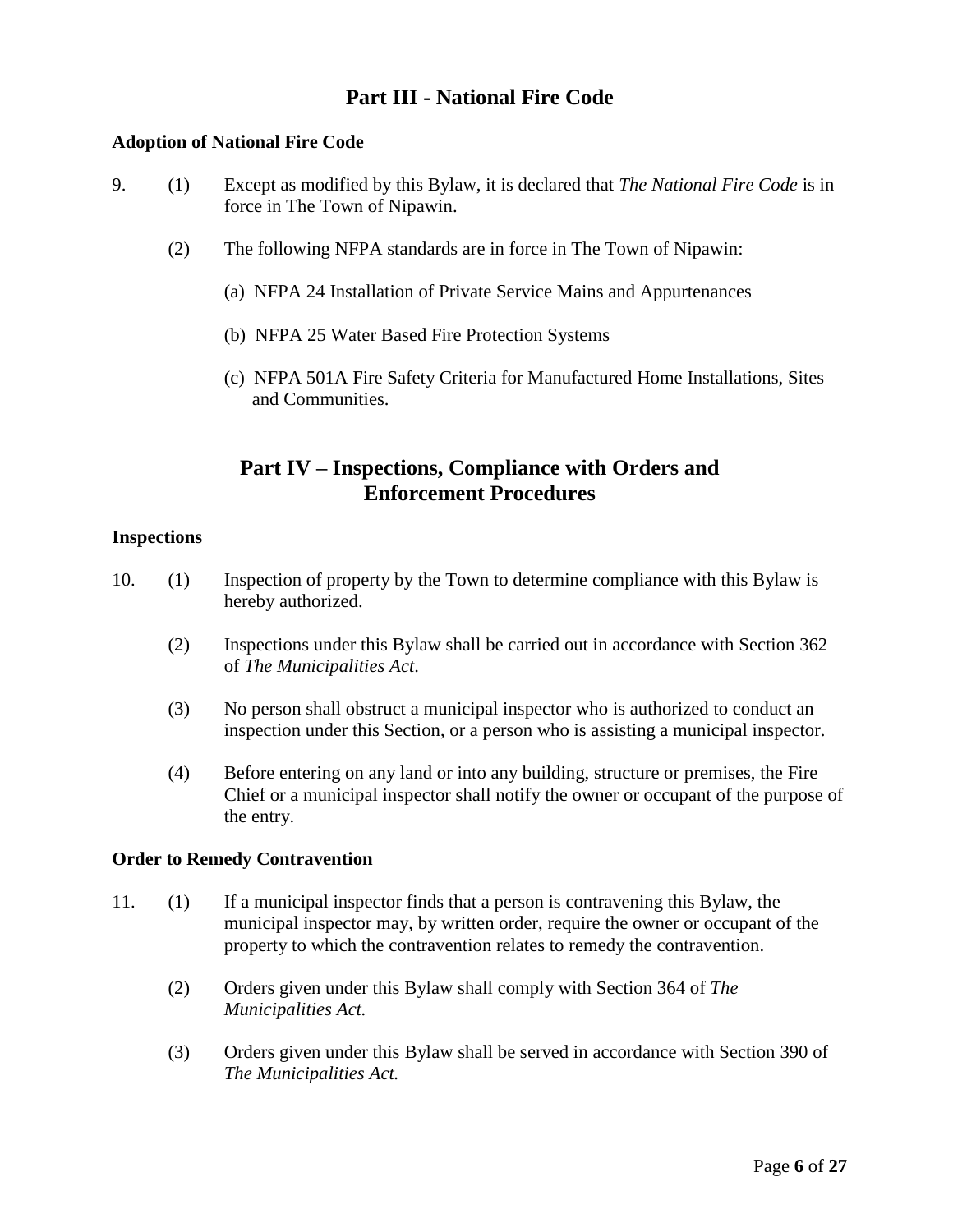## Part III - National Fire Code

### Adoption of National Fire Code

9. (1) Except as modified by this Bylaw, it is declared that *The National Fire Code* is in force in The Town of Nipawin.

   (2) The following NFPA standards are in force in The Town of Nipawin:

   (a) NFPA 24 Installation of Private Service Mains and Appurtenances

   (b) NFPA 25 Water Based Fire Protection Systems

   (c) NFPA 501A Fire Safety Criteria for Manufactured Home Installations, Sites and Communities.

## Part IV – Inspections, Compliance with Orders and Enforcement Procedures

### Inspections

10. (1) Inspection of property by the Town to determine compliance with this Bylaw is hereby authorized.

    (2) Inspections under this Bylaw shall be carried out in accordance with Section 362 of *The Municipalities Act*.

    (3) No person shall obstruct a municipal inspector who is authorized to conduct an inspection under this Section, or a person who is assisting a municipal inspector.

    (4) Before entering on any land or into any building, structure or premises, the Fire Chief or a municipal inspector shall notify the owner or occupant of the purpose of the entry.

### Order to Remedy Contravention

11. (1) If a municipal inspector finds that a person is contravening this Bylaw, the municipal inspector may, by written order, require the owner or occupant of the property to which the contravention relates to remedy the contravention.

    (2) Orders given under this Bylaw shall comply with Section 364 of *The Municipalities Act.*

    (3) Orders given under this Bylaw shall be served in accordance with Section 390 of *The Municipalities Act.*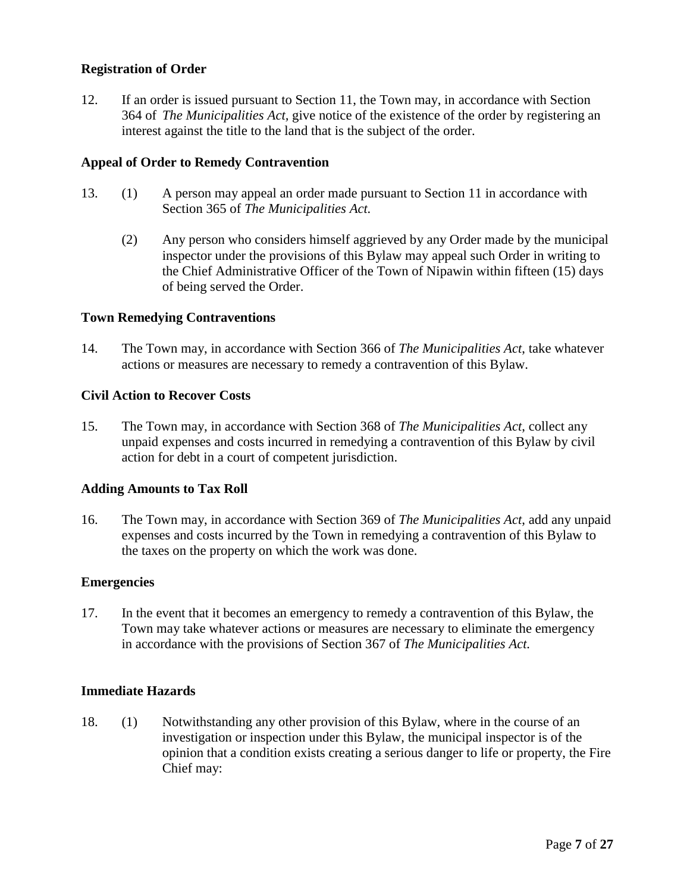**Registration of Order**

12. If an order is issued pursuant to Section 11, the Town may, in accordance with Section 364 of *The Municipalities Act*, give notice of the existence of the order by registering an interest against the title to the land that is the subject of the order.

**Appeal of Order to Remedy Contravention**

13. (1) A person may appeal an order made pursuant to Section 11 in accordance with Section 365 of *The Municipalities Act.*

(2) Any person who considers himself aggrieved by any Order made by the municipal inspector under the provisions of this Bylaw may appeal such Order in writing to the Chief Administrative Officer of the Town of Nipawin within fifteen (15) days of being served the Order.

**Town Remedying Contraventions**

14. The Town may, in accordance with Section 366 of *The Municipalities Act*, take whatever actions or measures are necessary to remedy a contravention of this Bylaw.

**Civil Action to Recover Costs**

15. The Town may, in accordance with Section 368 of *The Municipalities Act*, collect any unpaid expenses and costs incurred in remedying a contravention of this Bylaw by civil action for debt in a court of competent jurisdiction.

**Adding Amounts to Tax Roll**

16. The Town may, in accordance with Section 369 of *The Municipalities Act*, add any unpaid expenses and costs incurred by the Town in remedying a contravention of this Bylaw to the taxes on the property on which the work was done.

**Emergencies**

17. In the event that it becomes an emergency to remedy a contravention of this Bylaw, the Town may take whatever actions or measures are necessary to eliminate the emergency in accordance with the provisions of Section 367 of *The Municipalities Act.*

**Immediate Hazards**

18. (1) Notwithstanding any other provision of this Bylaw, where in the course of an investigation or inspection under this Bylaw, the municipal inspector is of the opinion that a condition exists creating a serious danger to life or property, the Fire Chief may: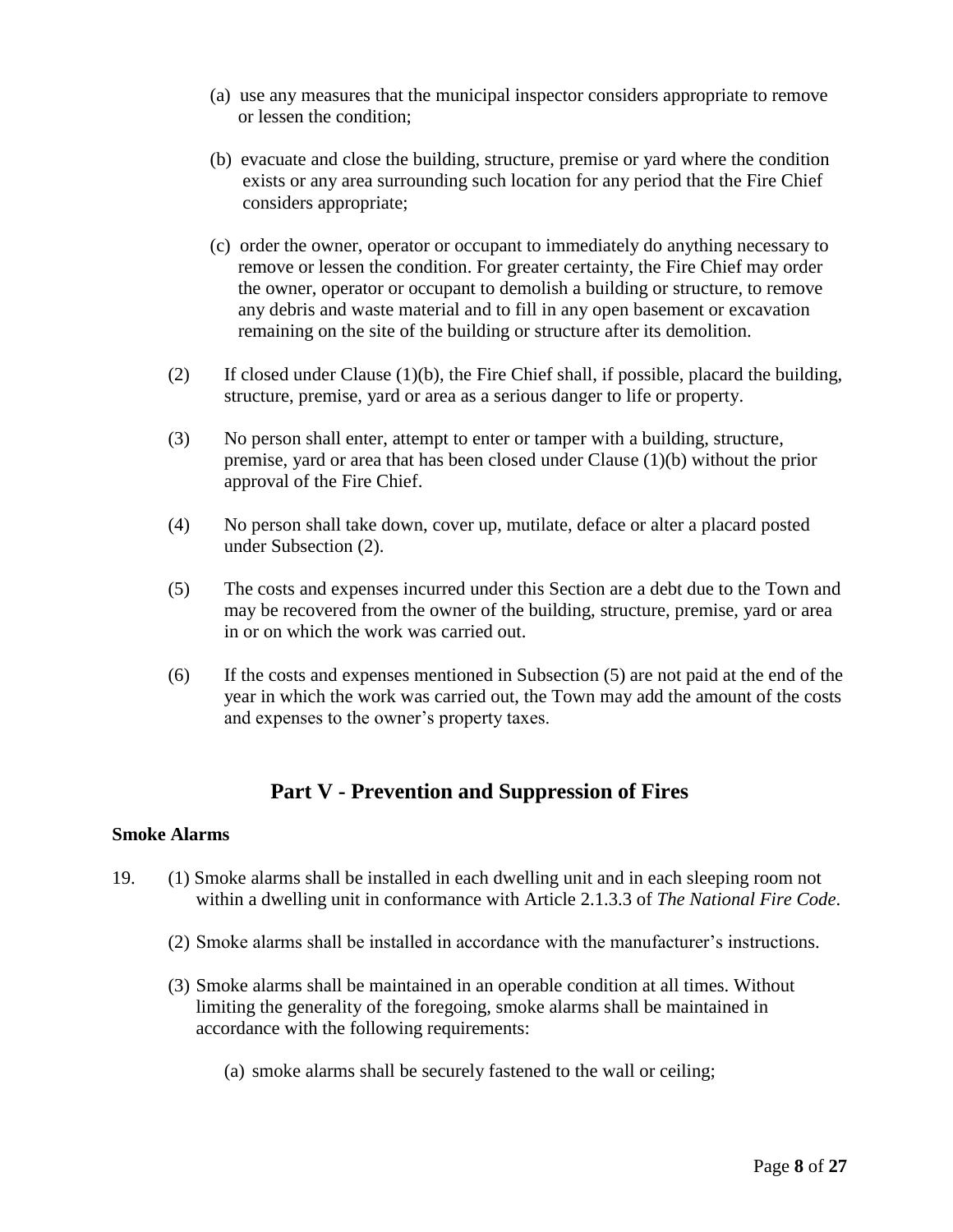(a) use any measures that the municipal inspector considers appropriate to remove or lessen the condition;

(b) evacuate and close the building, structure, premise or yard where the condition exists or any area surrounding such location for any period that the Fire Chief considers appropriate;

(c) order the owner, operator or occupant to immediately do anything necessary to remove or lessen the condition. For greater certainty, the Fire Chief may order the owner, operator or occupant to demolish a building or structure, to remove any debris and waste material and to fill in any open basement or excavation remaining on the site of the building or structure after its demolition.

(2) If closed under Clause (1)(b), the Fire Chief shall, if possible, placard the building, structure, premise, yard or area as a serious danger to life or property.

(3) No person shall enter, attempt to enter or tamper with a building, structure, premise, yard or area that has been closed under Clause (1)(b) without the prior approval of the Fire Chief.

(4) No person shall take down, cover up, mutilate, deface or alter a placard posted under Subsection (2).

(5) The costs and expenses incurred under this Section are a debt due to the Town and may be recovered from the owner of the building, structure, premise, yard or area in or on which the work was carried out.

(6) If the costs and expenses mentioned in Subsection (5) are not paid at the end of the year in which the work was carried out, the Town may add the amount of the costs and expenses to the owner's property taxes.

## Part V - Prevention and Suppression of Fires

**Smoke Alarms**

19. (1) Smoke alarms shall be installed in each dwelling unit and in each sleeping room not within a dwelling unit in conformance with Article 2.1.3.3 of *The National Fire Code*.

(2) Smoke alarms shall be installed in accordance with the manufacturer's instructions.

(3) Smoke alarms shall be maintained in an operable condition at all times. Without limiting the generality of the foregoing, smoke alarms shall be maintained in accordance with the following requirements:

(a) smoke alarms shall be securely fastened to the wall or ceiling;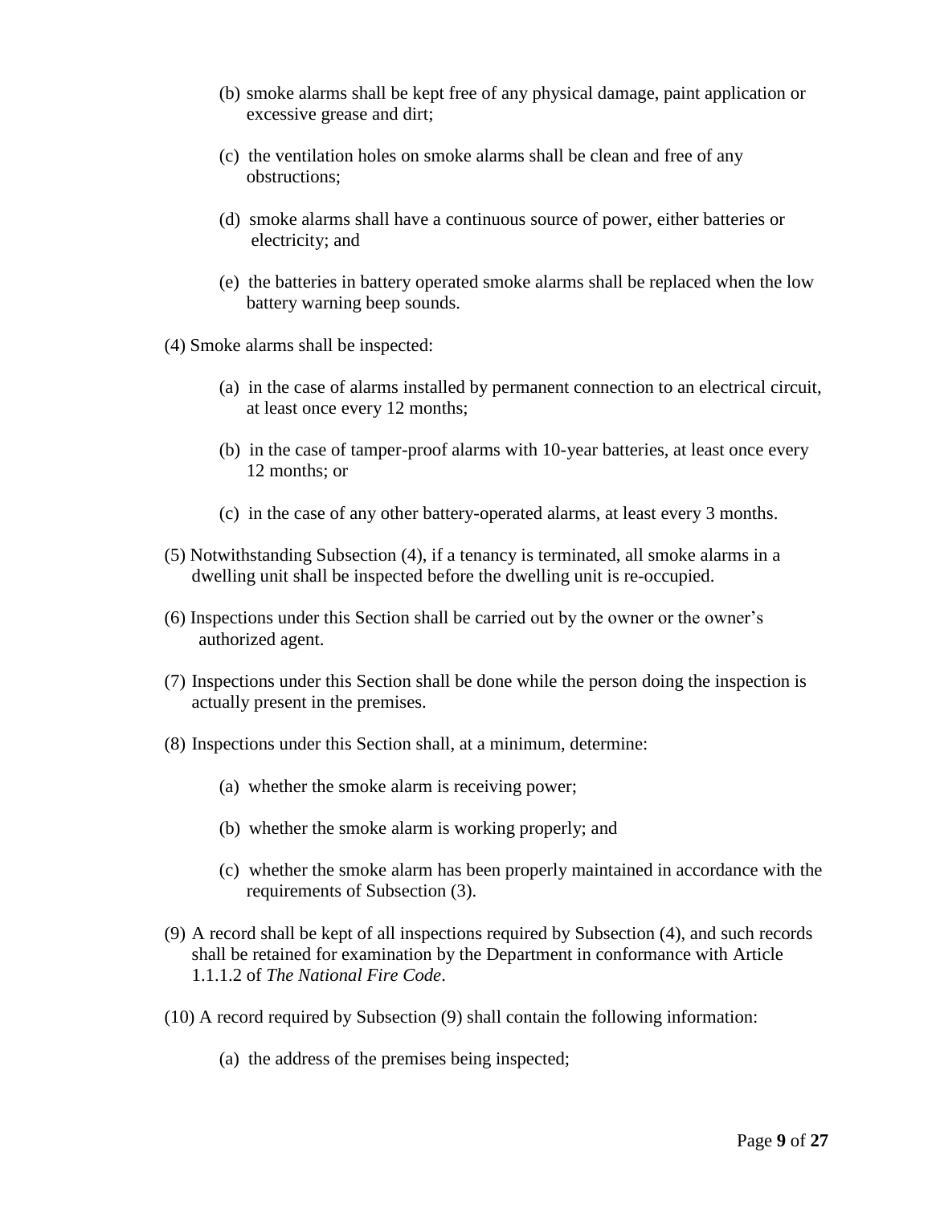(b) smoke alarms shall be kept free of any physical damage, paint application or excessive grease and dirt;

(c) the ventilation holes on smoke alarms shall be clean and free of any obstructions;

(d) smoke alarms shall have a continuous source of power, either batteries or electricity; and

(e) the batteries in battery operated smoke alarms shall be replaced when the low battery warning beep sounds.

(4) Smoke alarms shall be inspected:

(a) in the case of alarms installed by permanent connection to an electrical circuit, at least once every 12 months;

(b) in the case of tamper-proof alarms with 10-year batteries, at least once every 12 months; or

(c) in the case of any other battery-operated alarms, at least every 3 months.

(5) Notwithstanding Subsection (4), if a tenancy is terminated, all smoke alarms in a dwelling unit shall be inspected before the dwelling unit is re-occupied.

(6) Inspections under this Section shall be carried out by the owner or the owner's authorized agent.

(7) Inspections under this Section shall be done while the person doing the inspection is actually present in the premises.

(8) Inspections under this Section shall, at a minimum, determine:

(a) whether the smoke alarm is receiving power;

(b) whether the smoke alarm is working properly; and

(c) whether the smoke alarm has been properly maintained in accordance with the requirements of Subsection (3).

(9) A record shall be kept of all inspections required by Subsection (4), and such records shall be retained for examination by the Department in conformance with Article 1.1.1.2 of *The National Fire Code*.

(10) A record required by Subsection (9) shall contain the following information:

(a) the address of the premises being inspected;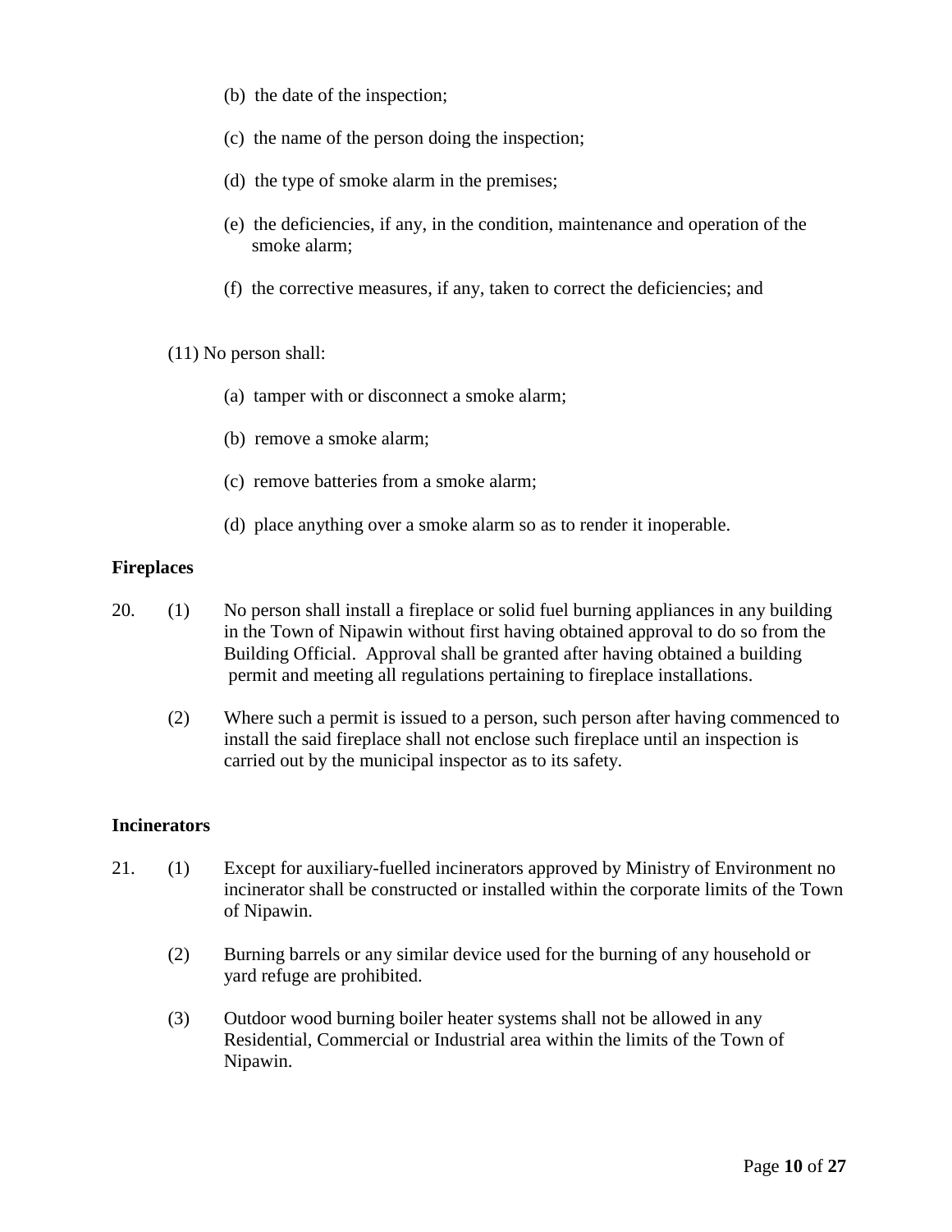(b) the date of the inspection;

(c) the name of the person doing the inspection;

(d) the type of smoke alarm in the premises;

(e) the deficiencies, if any, in the condition, maintenance and operation of the smoke alarm;

(f) the corrective measures, if any, taken to correct the deficiencies; and

(11) No person shall:

(a) tamper with or disconnect a smoke alarm;

(b) remove a smoke alarm;

(c) remove batteries from a smoke alarm;

(d) place anything over a smoke alarm so as to render it inoperable.

**Fireplaces**

20. (1) No person shall install a fireplace or solid fuel burning appliances in any building in the Town of Nipawin without first having obtained approval to do so from the Building Official. Approval shall be granted after having obtained a building permit and meeting all regulations pertaining to fireplace installations.

(2) Where such a permit is issued to a person, such person after having commenced to install the said fireplace shall not enclose such fireplace until an inspection is carried out by the municipal inspector as to its safety.

**Incinerators**

21. (1) Except for auxiliary-fuelled incinerators approved by Ministry of Environment no incinerator shall be constructed or installed within the corporate limits of the Town of Nipawin.

(2) Burning barrels or any similar device used for the burning of any household or yard refuge are prohibited.

(3) Outdoor wood burning boiler heater systems shall not be allowed in any Residential, Commercial or Industrial area within the limits of the Town of Nipawin.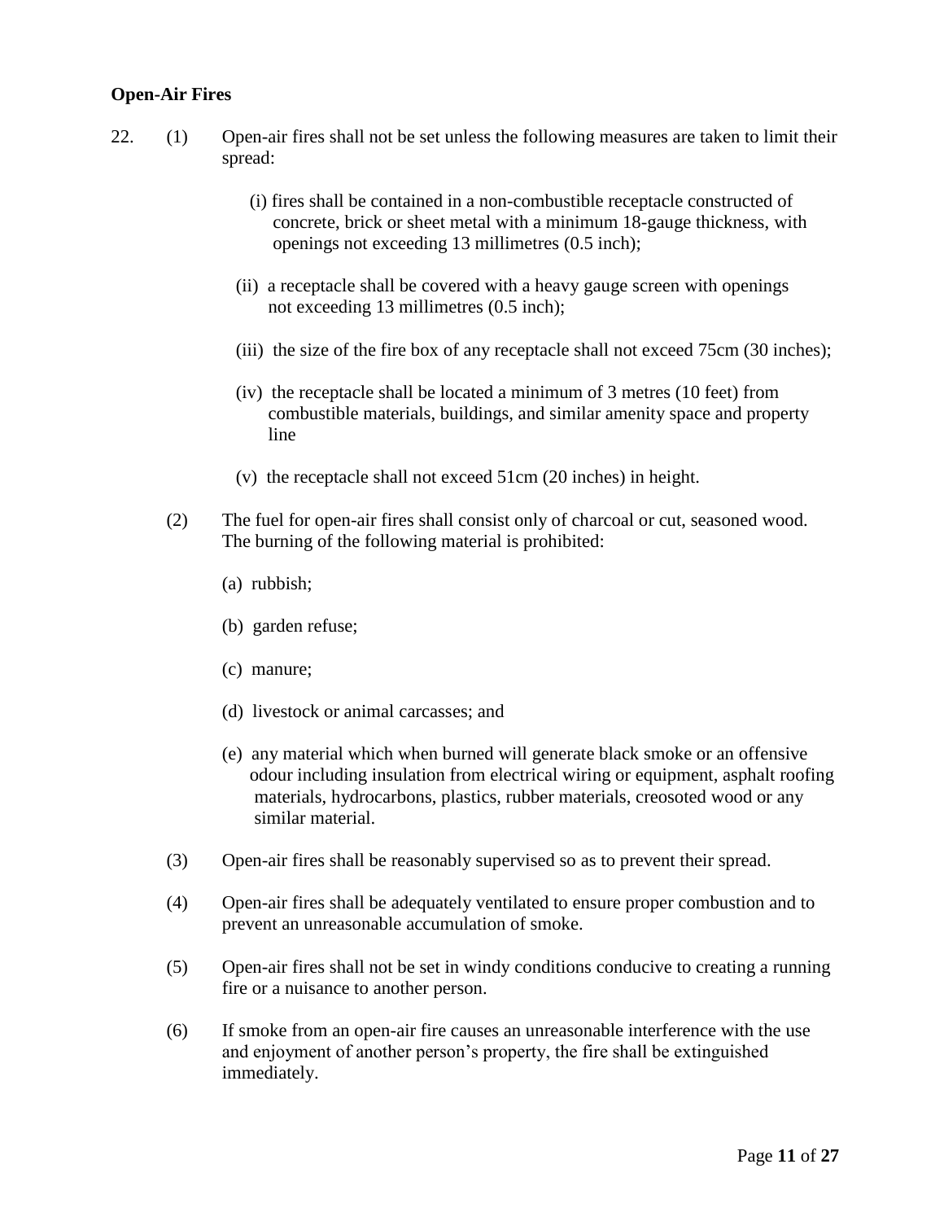**Open-Air Fires**

22. (1) Open-air fires shall not be set unless the following measures are taken to limit their spread:

   (i) fires shall be contained in a non-combustible receptacle constructed of concrete, brick or sheet metal with a minimum 18-gauge thickness, with openings not exceeding 13 millimetres (0.5 inch);

   (ii) a receptacle shall be covered with a heavy gauge screen with openings not exceeding 13 millimetres (0.5 inch);

   (iii) the size of the fire box of any receptacle shall not exceed 75cm (30 inches);

   (iv) the receptacle shall be located a minimum of 3 metres (10 feet) from combustible materials, buildings, and similar amenity space and property line

   (v) the receptacle shall not exceed 51cm (20 inches) in height.

(2) The fuel for open-air fires shall consist only of charcoal or cut, seasoned wood. The burning of the following material is prohibited:

   (a) rubbish;

   (b) garden refuse;

   (c) manure;

   (d) livestock or animal carcasses; and

   (e) any material which when burned will generate black smoke or an offensive odour including insulation from electrical wiring or equipment, asphalt roofing materials, hydrocarbons, plastics, rubber materials, creosoted wood or any similar material.

(3) Open-air fires shall be reasonably supervised so as to prevent their spread.

(4) Open-air fires shall be adequately ventilated to ensure proper combustion and to prevent an unreasonable accumulation of smoke.

(5) Open-air fires shall not be set in windy conditions conducive to creating a running fire or a nuisance to another person.

(6) If smoke from an open-air fire causes an unreasonable interference with the use and enjoyment of another person's property, the fire shall be extinguished immediately.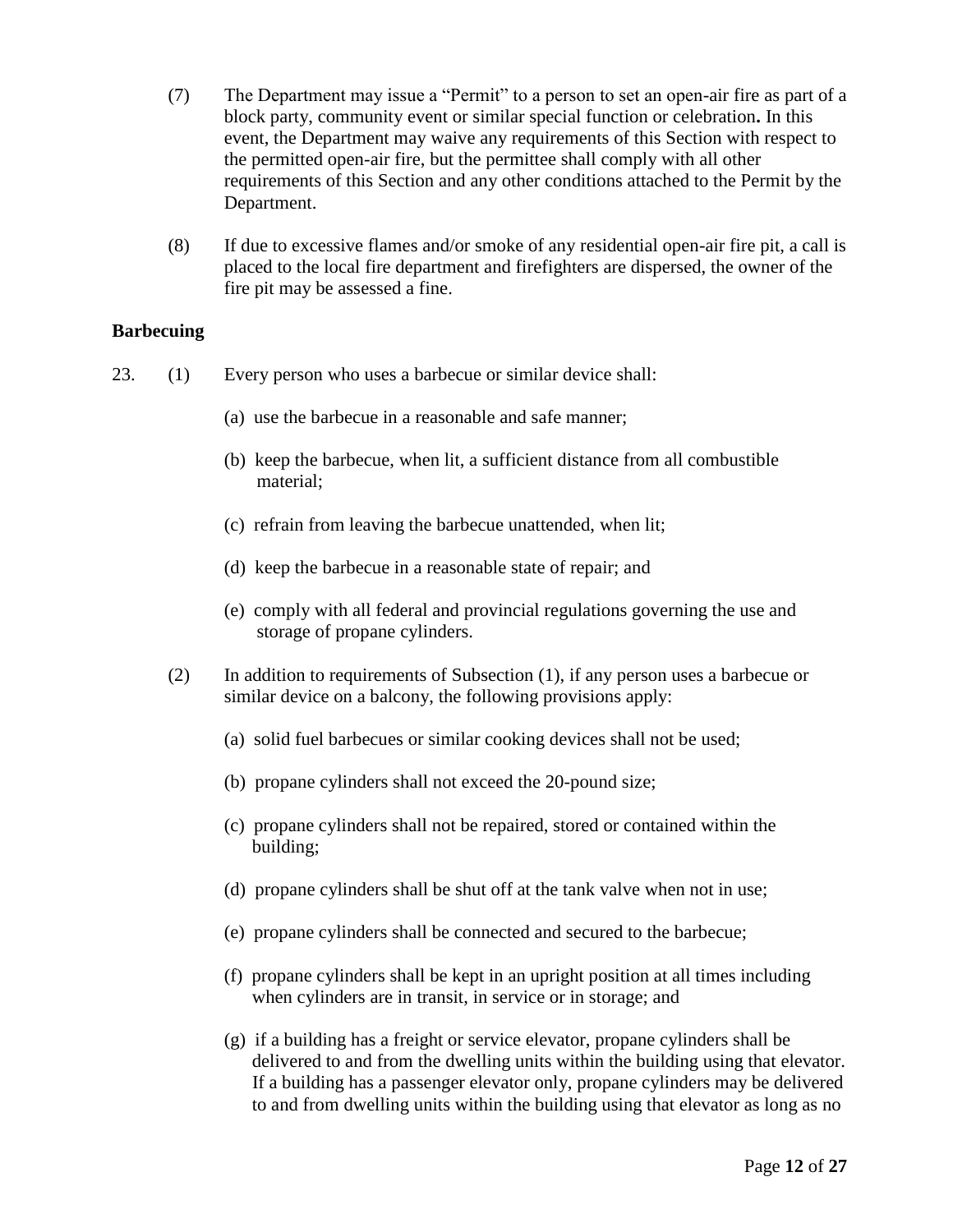(7) The Department may issue a "Permit" to a person to set an open-air fire as part of a block party, community event or similar special function or celebration**.** In this event, the Department may waive any requirements of this Section with respect to the permitted open-air fire, but the permittee shall comply with all other requirements of this Section and any other conditions attached to the Permit by the Department.

(8) If due to excessive flames and/or smoke of any residential open-air fire pit, a call is placed to the local fire department and firefighters are dispersed, the owner of the fire pit may be assessed a fine.

**Barbecuing**

23. (1) Every person who uses a barbecue or similar device shall:

   (a) use the barbecue in a reasonable and safe manner;

   (b) keep the barbecue, when lit, a sufficient distance from all combustible material;

   (c) refrain from leaving the barbecue unattended, when lit;

   (d) keep the barbecue in a reasonable state of repair; and

   (e) comply with all federal and provincial regulations governing the use and storage of propane cylinders.

(2) In addition to requirements of Subsection (1), if any person uses a barbecue or similar device on a balcony, the following provisions apply:

   (a) solid fuel barbecues or similar cooking devices shall not be used;

   (b) propane cylinders shall not exceed the 20-pound size;

   (c) propane cylinders shall not be repaired, stored or contained within the building;

   (d) propane cylinders shall be shut off at the tank valve when not in use;

   (e) propane cylinders shall be connected and secured to the barbecue;

   (f) propane cylinders shall be kept in an upright position at all times including when cylinders are in transit, in service or in storage; and

   (g) if a building has a freight or service elevator, propane cylinders shall be delivered to and from the dwelling units within the building using that elevator. If a building has a passenger elevator only, propane cylinders may be delivered to and from dwelling units within the building using that elevator as long as no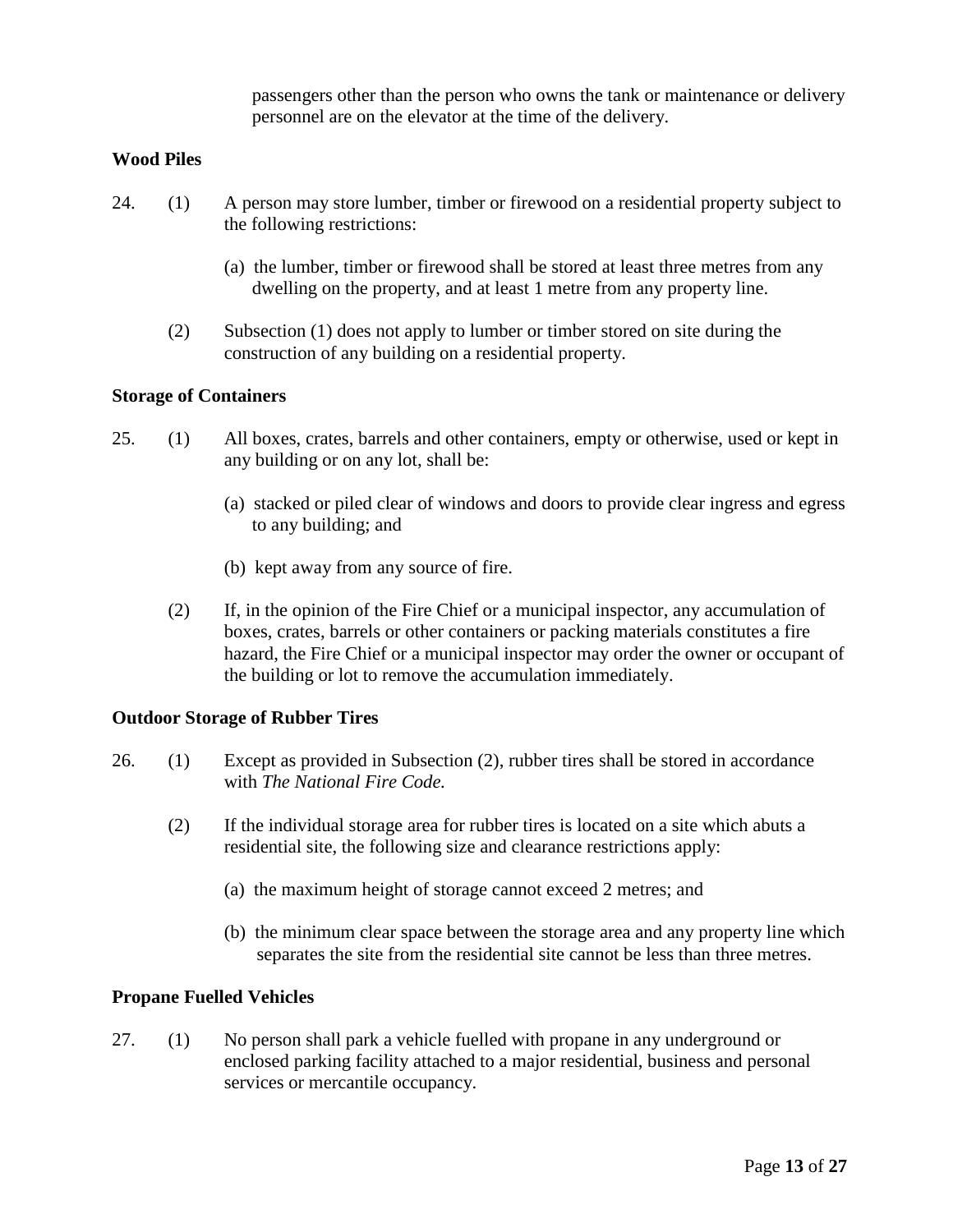passengers other than the person who owns the tank or maintenance or delivery personnel are on the elevator at the time of the delivery.

**Wood Piles**

24. (1) A person may store lumber, timber or firewood on a residential property subject to the following restrictions:

    (a) the lumber, timber or firewood shall be stored at least three metres from any dwelling on the property, and at least 1 metre from any property line.

    (2) Subsection (1) does not apply to lumber or timber stored on site during the construction of any building on a residential property.

**Storage of Containers**

25. (1) All boxes, crates, barrels and other containers, empty or otherwise, used or kept in any building or on any lot, shall be:

    (a) stacked or piled clear of windows and doors to provide clear ingress and egress to any building; and

    (b) kept away from any source of fire.

    (2) If, in the opinion of the Fire Chief or a municipal inspector, any accumulation of boxes, crates, barrels or other containers or packing materials constitutes a fire hazard, the Fire Chief or a municipal inspector may order the owner or occupant of the building or lot to remove the accumulation immediately.

**Outdoor Storage of Rubber Tires**

26. (1) Except as provided in Subsection (2), rubber tires shall be stored in accordance with *The National Fire Code.*

    (2) If the individual storage area for rubber tires is located on a site which abuts a residential site, the following size and clearance restrictions apply:

    (a) the maximum height of storage cannot exceed 2 metres; and

    (b) the minimum clear space between the storage area and any property line which separates the site from the residential site cannot be less than three metres.

**Propane Fuelled Vehicles**

27. (1) No person shall park a vehicle fuelled with propane in any underground or enclosed parking facility attached to a major residential, business and personal services or mercantile occupancy.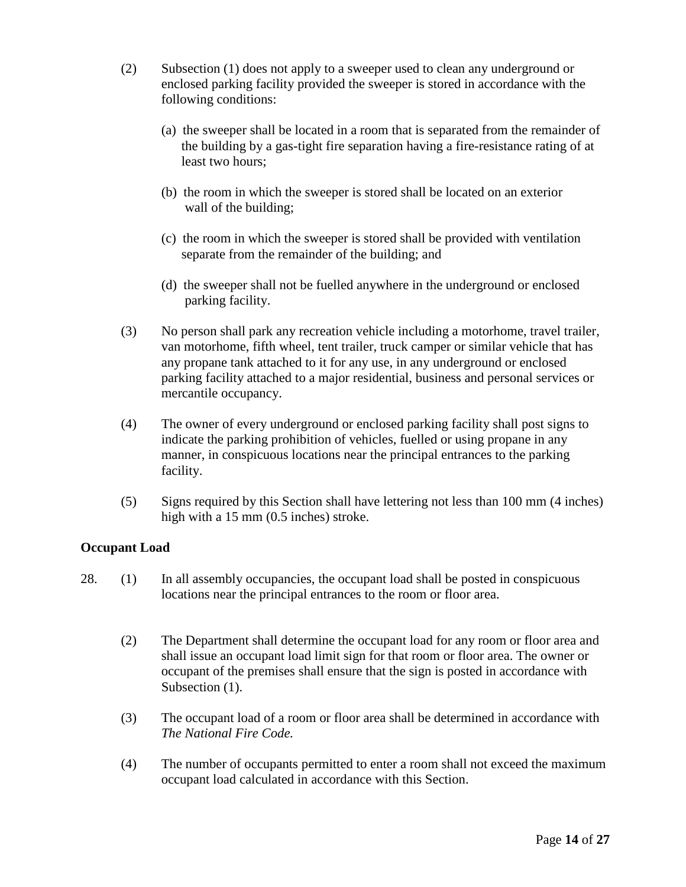(2) Subsection (1) does not apply to a sweeper used to clean any underground or enclosed parking facility provided the sweeper is stored in accordance with the following conditions:

(a) the sweeper shall be located in a room that is separated from the remainder of the building by a gas-tight fire separation having a fire-resistance rating of at least two hours;

(b) the room in which the sweeper is stored shall be located on an exterior wall of the building;

(c) the room in which the sweeper is stored shall be provided with ventilation separate from the remainder of the building; and

(d) the sweeper shall not be fuelled anywhere in the underground or enclosed parking facility.

(3) No person shall park any recreation vehicle including a motorhome, travel trailer, van motorhome, fifth wheel, tent trailer, truck camper or similar vehicle that has any propane tank attached to it for any use, in any underground or enclosed parking facility attached to a major residential, business and personal services or mercantile occupancy.

(4) The owner of every underground or enclosed parking facility shall post signs to indicate the parking prohibition of vehicles, fuelled or using propane in any manner, in conspicuous locations near the principal entrances to the parking facility.

(5) Signs required by this Section shall have lettering not less than 100 mm (4 inches) high with a 15 mm (0.5 inches) stroke.

**Occupant Load**

28. (1) In all assembly occupancies, the occupant load shall be posted in conspicuous locations near the principal entrances to the room or floor area.

(2) The Department shall determine the occupant load for any room or floor area and shall issue an occupant load limit sign for that room or floor area. The owner or occupant of the premises shall ensure that the sign is posted in accordance with Subsection (1).

(3) The occupant load of a room or floor area shall be determined in accordance with *The National Fire Code.*

(4) The number of occupants permitted to enter a room shall not exceed the maximum occupant load calculated in accordance with this Section.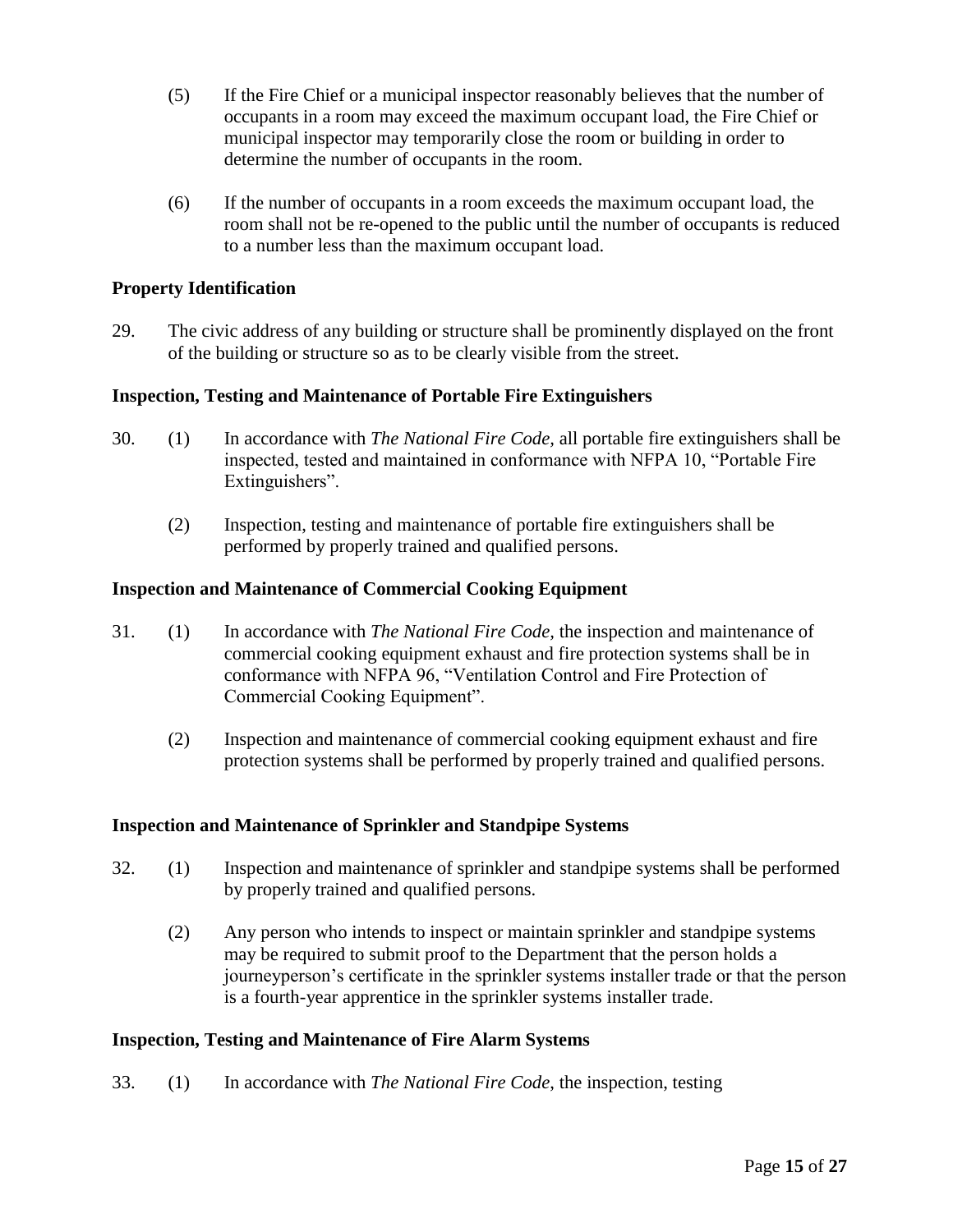(5) If the Fire Chief or a municipal inspector reasonably believes that the number of occupants in a room may exceed the maximum occupant load, the Fire Chief or municipal inspector may temporarily close the room or building in order to determine the number of occupants in the room.

(6) If the number of occupants in a room exceeds the maximum occupant load, the room shall not be re-opened to the public until the number of occupants is reduced to a number less than the maximum occupant load.

**Property Identification**

29. The civic address of any building or structure shall be prominently displayed on the front of the building or structure so as to be clearly visible from the street.

**Inspection, Testing and Maintenance of Portable Fire Extinguishers**

30. (1) In accordance with *The National Fire Code,* all portable fire extinguishers shall be inspected, tested and maintained in conformance with NFPA 10, "Portable Fire Extinguishers".

(2) Inspection, testing and maintenance of portable fire extinguishers shall be performed by properly trained and qualified persons.

**Inspection and Maintenance of Commercial Cooking Equipment**

31. (1) In accordance with *The National Fire Code,* the inspection and maintenance of commercial cooking equipment exhaust and fire protection systems shall be in conformance with NFPA 96, "Ventilation Control and Fire Protection of Commercial Cooking Equipment".

(2) Inspection and maintenance of commercial cooking equipment exhaust and fire protection systems shall be performed by properly trained and qualified persons.

**Inspection and Maintenance of Sprinkler and Standpipe Systems**

32. (1) Inspection and maintenance of sprinkler and standpipe systems shall be performed by properly trained and qualified persons.

(2) Any person who intends to inspect or maintain sprinkler and standpipe systems may be required to submit proof to the Department that the person holds a journeyperson's certificate in the sprinkler systems installer trade or that the person is a fourth-year apprentice in the sprinkler systems installer trade.

**Inspection, Testing and Maintenance of Fire Alarm Systems**

33. (1) In accordance with *The National Fire Code,* the inspection, testing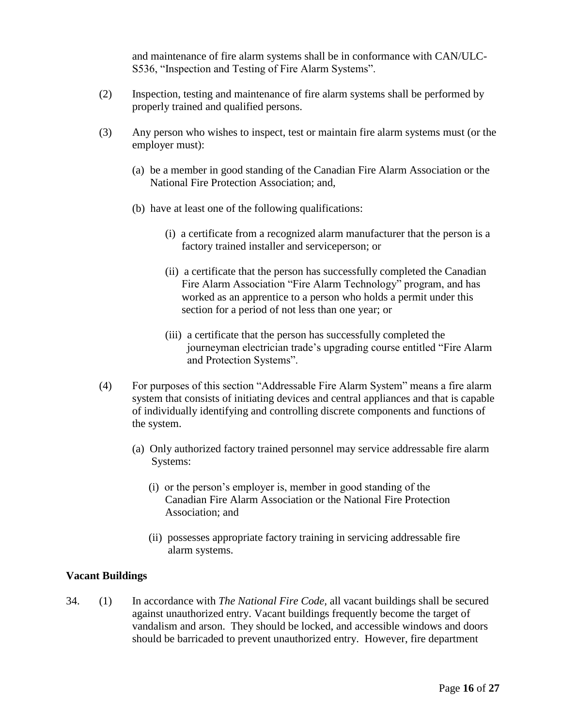and maintenance of fire alarm systems shall be in conformance with CAN/ULC-S536, "Inspection and Testing of Fire Alarm Systems".

(2) Inspection, testing and maintenance of fire alarm systems shall be performed by properly trained and qualified persons.

(3) Any person who wishes to inspect, test or maintain fire alarm systems must (or the employer must):

(a) be a member in good standing of the Canadian Fire Alarm Association or the National Fire Protection Association; and,

(b) have at least one of the following qualifications:

(i) a certificate from a recognized alarm manufacturer that the person is a factory trained installer and serviceperson; or

(ii) a certificate that the person has successfully completed the Canadian Fire Alarm Association "Fire Alarm Technology" program, and has worked as an apprentice to a person who holds a permit under this section for a period of not less than one year; or

(iii) a certificate that the person has successfully completed the journeyman electrician trade's upgrading course entitled "Fire Alarm and Protection Systems".

(4) For purposes of this section "Addressable Fire Alarm System" means a fire alarm system that consists of initiating devices and central appliances and that is capable of individually identifying and controlling discrete components and functions of the system.

(a) Only authorized factory trained personnel may service addressable fire alarm Systems:

(i) or the person's employer is, member in good standing of the Canadian Fire Alarm Association or the National Fire Protection Association; and

(ii) possesses appropriate factory training in servicing addressable fire alarm systems.

### Vacant Buildings

34. (1) In accordance with *The National Fire Code*, all vacant buildings shall be secured against unauthorized entry. Vacant buildings frequently become the target of vandalism and arson. They should be locked, and accessible windows and doors should be barricaded to prevent unauthorized entry. However, fire department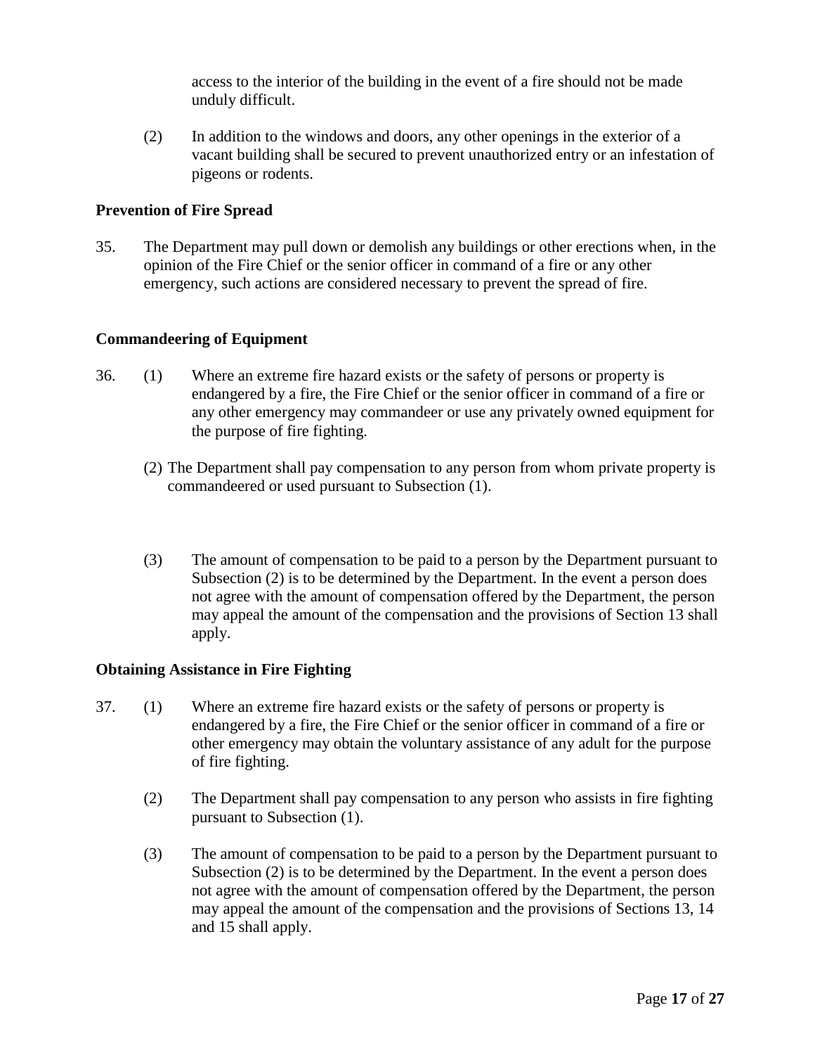access to the interior of the building in the event of a fire should not be made unduly difficult.

(2) In addition to the windows and doors, any other openings in the exterior of a vacant building shall be secured to prevent unauthorized entry or an infestation of pigeons or rodents.

**Prevention of Fire Spread**

35. The Department may pull down or demolish any buildings or other erections when, in the opinion of the Fire Chief or the senior officer in command of a fire or any other emergency, such actions are considered necessary to prevent the spread of fire.

**Commandeering of Equipment**

36. (1) Where an extreme fire hazard exists or the safety of persons or property is endangered by a fire, the Fire Chief or the senior officer in command of a fire or any other emergency may commandeer or use any privately owned equipment for the purpose of fire fighting.

(2) The Department shall pay compensation to any person from whom private property is commandeered or used pursuant to Subsection (1).

(3) The amount of compensation to be paid to a person by the Department pursuant to Subsection (2) is to be determined by the Department. In the event a person does not agree with the amount of compensation offered by the Department, the person may appeal the amount of the compensation and the provisions of Section 13 shall apply.

**Obtaining Assistance in Fire Fighting**

37. (1) Where an extreme fire hazard exists or the safety of persons or property is endangered by a fire, the Fire Chief or the senior officer in command of a fire or other emergency may obtain the voluntary assistance of any adult for the purpose of fire fighting.

(2) The Department shall pay compensation to any person who assists in fire fighting pursuant to Subsection (1).

(3) The amount of compensation to be paid to a person by the Department pursuant to Subsection (2) is to be determined by the Department. In the event a person does not agree with the amount of compensation offered by the Department, the person may appeal the amount of the compensation and the provisions of Sections 13, 14 and 15 shall apply.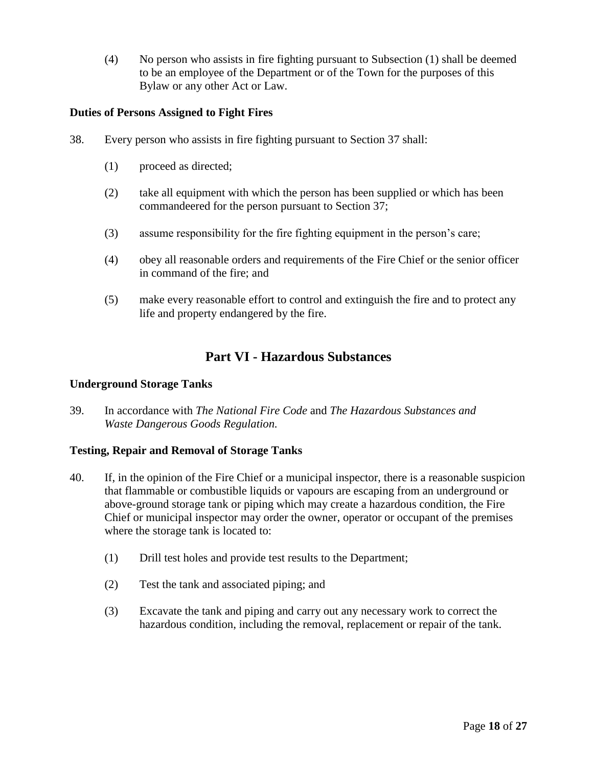(4) No person who assists in fire fighting pursuant to Subsection (1) shall be deemed to be an employee of the Department or of the Town for the purposes of this Bylaw or any other Act or Law.

**Duties of Persons Assigned to Fight Fires**

38. Every person who assists in fire fighting pursuant to Section 37 shall:

(1) proceed as directed;

(2) take all equipment with which the person has been supplied or which has been commandeered for the person pursuant to Section 37;

(3) assume responsibility for the fire fighting equipment in the person's care;

(4) obey all reasonable orders and requirements of the Fire Chief or the senior officer in command of the fire; and

(5) make every reasonable effort to control and extinguish the fire and to protect any life and property endangered by the fire.

## Part VI - Hazardous Substances

**Underground Storage Tanks**

39. In accordance with *The National Fire Code* and *The Hazardous Substances and Waste Dangerous Goods Regulation.*

**Testing, Repair and Removal of Storage Tanks**

40. If, in the opinion of the Fire Chief or a municipal inspector, there is a reasonable suspicion that flammable or combustible liquids or vapours are escaping from an underground or above-ground storage tank or piping which may create a hazardous condition, the Fire Chief or municipal inspector may order the owner, operator or occupant of the premises where the storage tank is located to:

(1) Drill test holes and provide test results to the Department;

(2) Test the tank and associated piping; and

(3) Excavate the tank and piping and carry out any necessary work to correct the hazardous condition, including the removal, replacement or repair of the tank.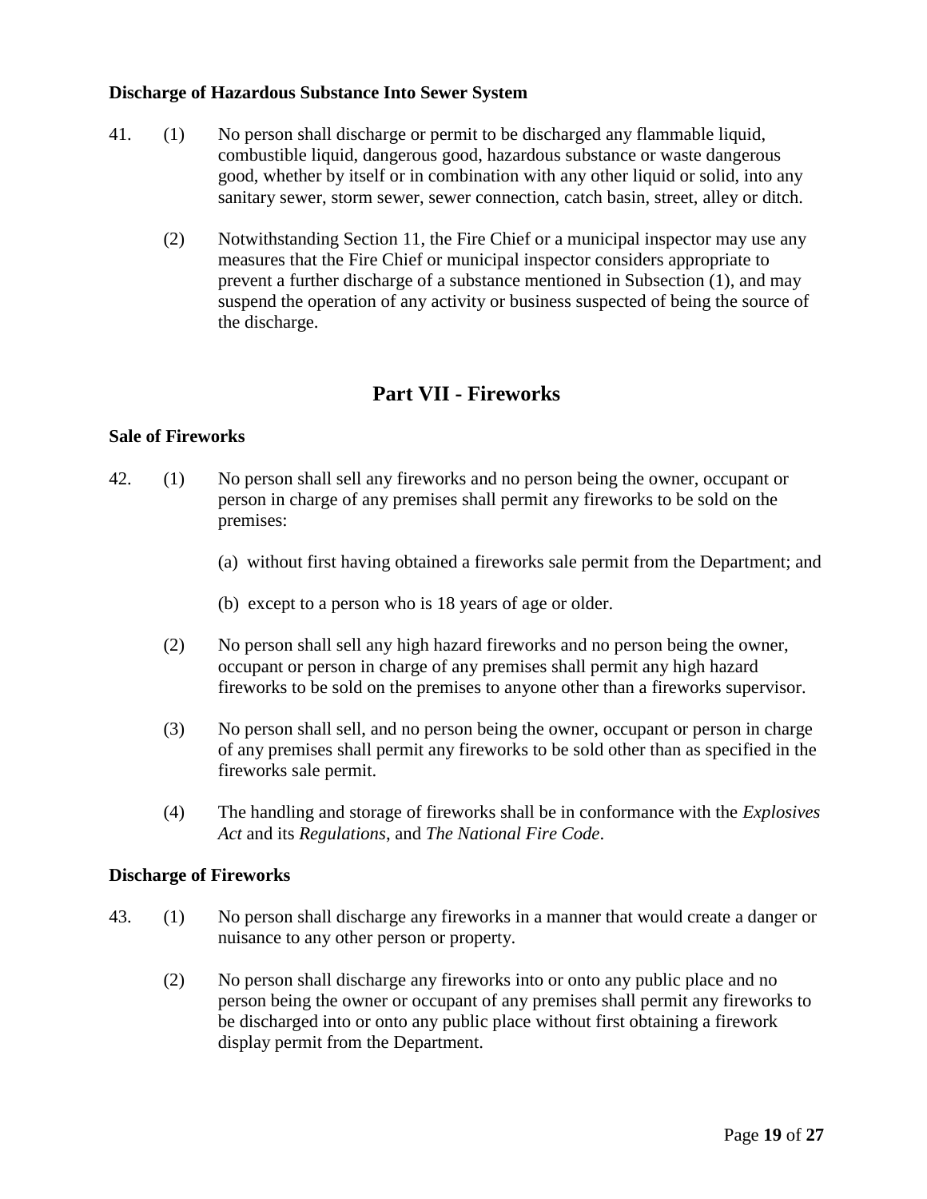### Discharge of Hazardous Substance Into Sewer System

41. (1) No person shall discharge or permit to be discharged any flammable liquid, combustible liquid, dangerous good, hazardous substance or waste dangerous good, whether by itself or in combination with any other liquid or solid, into any sanitary sewer, storm sewer, sewer connection, catch basin, street, alley or ditch.

    (2) Notwithstanding Section 11, the Fire Chief or a municipal inspector may use any measures that the Fire Chief or municipal inspector considers appropriate to prevent a further discharge of a substance mentioned in Subsection (1), and may suspend the operation of any activity or business suspected of being the source of the discharge.

## Part VII - Fireworks

### Sale of Fireworks

42. (1) No person shall sell any fireworks and no person being the owner, occupant or person in charge of any premises shall permit any fireworks to be sold on the premises:

    (a) without first having obtained a fireworks sale permit from the Department; and

    (b) except to a person who is 18 years of age or older.

    (2) No person shall sell any high hazard fireworks and no person being the owner, occupant or person in charge of any premises shall permit any high hazard fireworks to be sold on the premises to anyone other than a fireworks supervisor.

    (3) No person shall sell, and no person being the owner, occupant or person in charge of any premises shall permit any fireworks to be sold other than as specified in the fireworks sale permit.

    (4) The handling and storage of fireworks shall be in conformance with the *Explosives Act* and its *Regulations*, and *The National Fire Code*.

### Discharge of Fireworks

43. (1) No person shall discharge any fireworks in a manner that would create a danger or nuisance to any other person or property.

    (2) No person shall discharge any fireworks into or onto any public place and no person being the owner or occupant of any premises shall permit any fireworks to be discharged into or onto any public place without first obtaining a firework display permit from the Department.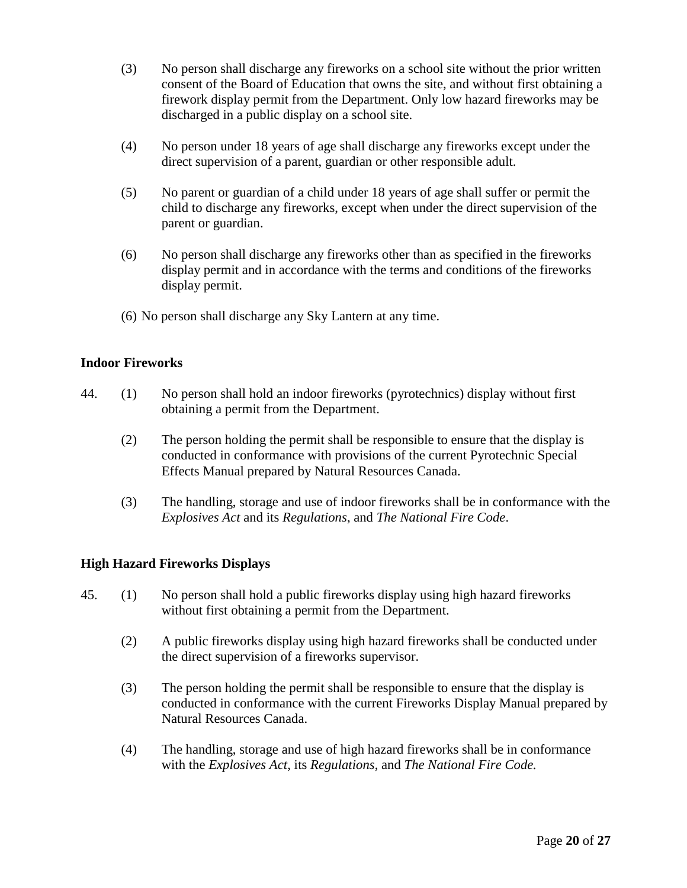(3) No person shall discharge any fireworks on a school site without the prior written consent of the Board of Education that owns the site, and without first obtaining a firework display permit from the Department. Only low hazard fireworks may be discharged in a public display on a school site.

(4) No person under 18 years of age shall discharge any fireworks except under the direct supervision of a parent, guardian or other responsible adult.

(5) No parent or guardian of a child under 18 years of age shall suffer or permit the child to discharge any fireworks, except when under the direct supervision of the parent or guardian.

(6) No person shall discharge any fireworks other than as specified in the fireworks display permit and in accordance with the terms and conditions of the fireworks display permit.

(6) No person shall discharge any Sky Lantern at any time.

**Indoor Fireworks**

44. (1) No person shall hold an indoor fireworks (pyrotechnics) display without first obtaining a permit from the Department.

(2) The person holding the permit shall be responsible to ensure that the display is conducted in conformance with provisions of the current Pyrotechnic Special Effects Manual prepared by Natural Resources Canada.

(3) The handling, storage and use of indoor fireworks shall be in conformance with the *Explosives Act* and its *Regulations*, and *The National Fire Code*.

**High Hazard Fireworks Displays**

45. (1) No person shall hold a public fireworks display using high hazard fireworks without first obtaining a permit from the Department.

(2) A public fireworks display using high hazard fireworks shall be conducted under the direct supervision of a fireworks supervisor.

(3) The person holding the permit shall be responsible to ensure that the display is conducted in conformance with the current Fireworks Display Manual prepared by Natural Resources Canada.

(4) The handling, storage and use of high hazard fireworks shall be in conformance with the *Explosives Act*, its *Regulations*, and *The National Fire Code.*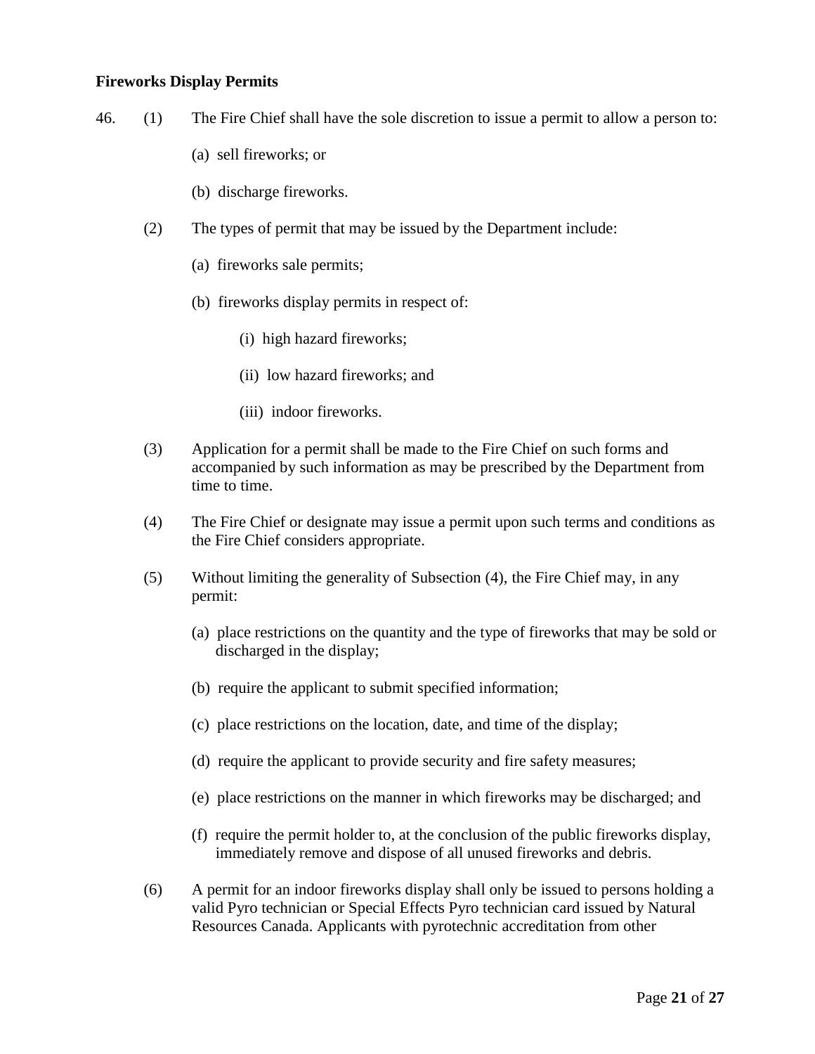**Fireworks Display Permits**

46. (1) The Fire Chief shall have the sole discretion to issue a permit to allow a person to:

   (a) sell fireworks; or

   (b) discharge fireworks.

(2) The types of permit that may be issued by the Department include:

   (a) fireworks sale permits;

   (b) fireworks display permits in respect of:

      (i) high hazard fireworks;

      (ii) low hazard fireworks; and

      (iii) indoor fireworks.

(3) Application for a permit shall be made to the Fire Chief on such forms and accompanied by such information as may be prescribed by the Department from time to time.

(4) The Fire Chief or designate may issue a permit upon such terms and conditions as the Fire Chief considers appropriate.

(5) Without limiting the generality of Subsection (4), the Fire Chief may, in any permit:

   (a) place restrictions on the quantity and the type of fireworks that may be sold or discharged in the display;

   (b) require the applicant to submit specified information;

   (c) place restrictions on the location, date, and time of the display;

   (d) require the applicant to provide security and fire safety measures;

   (e) place restrictions on the manner in which fireworks may be discharged; and

   (f) require the permit holder to, at the conclusion of the public fireworks display, immediately remove and dispose of all unused fireworks and debris.

(6) A permit for an indoor fireworks display shall only be issued to persons holding a valid Pyro technician or Special Effects Pyro technician card issued by Natural Resources Canada. Applicants with pyrotechnic accreditation from other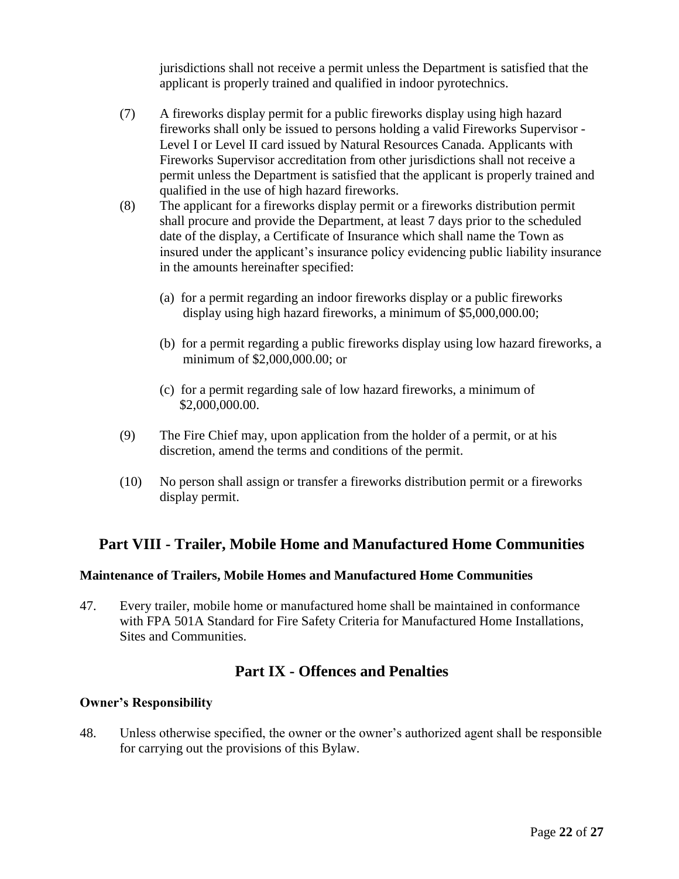jurisdictions shall not receive a permit unless the Department is satisfied that the applicant is properly trained and qualified in indoor pyrotechnics.

(7) A fireworks display permit for a public fireworks display using high hazard fireworks shall only be issued to persons holding a valid Fireworks Supervisor - Level I or Level II card issued by Natural Resources Canada. Applicants with Fireworks Supervisor accreditation from other jurisdictions shall not receive a permit unless the Department is satisfied that the applicant is properly trained and qualified in the use of high hazard fireworks.

(8) The applicant for a fireworks display permit or a fireworks distribution permit shall procure and provide the Department, at least 7 days prior to the scheduled date of the display, a Certificate of Insurance which shall name the Town as insured under the applicant's insurance policy evidencing public liability insurance in the amounts hereinafter specified:

(a) for a permit regarding an indoor fireworks display or a public fireworks display using high hazard fireworks, a minimum of $5,000,000.00;

(b) for a permit regarding a public fireworks display using low hazard fireworks, a minimum of $2,000,000.00; or

(c) for a permit regarding sale of low hazard fireworks, a minimum of $2,000,000.00.

(9) The Fire Chief may, upon application from the holder of a permit, or at his discretion, amend the terms and conditions of the permit.

(10) No person shall assign or transfer a fireworks distribution permit or a fireworks display permit.

## Part VIII - Trailer, Mobile Home and Manufactured Home Communities

**Maintenance of Trailers, Mobile Homes and Manufactured Home Communities**

47. Every trailer, mobile home or manufactured home shall be maintained in conformance with FPA 501A Standard for Fire Safety Criteria for Manufactured Home Installations, Sites and Communities.

## Part IX - Offences and Penalties

**Owner's Responsibility**

48. Unless otherwise specified, the owner or the owner's authorized agent shall be responsible for carrying out the provisions of this Bylaw.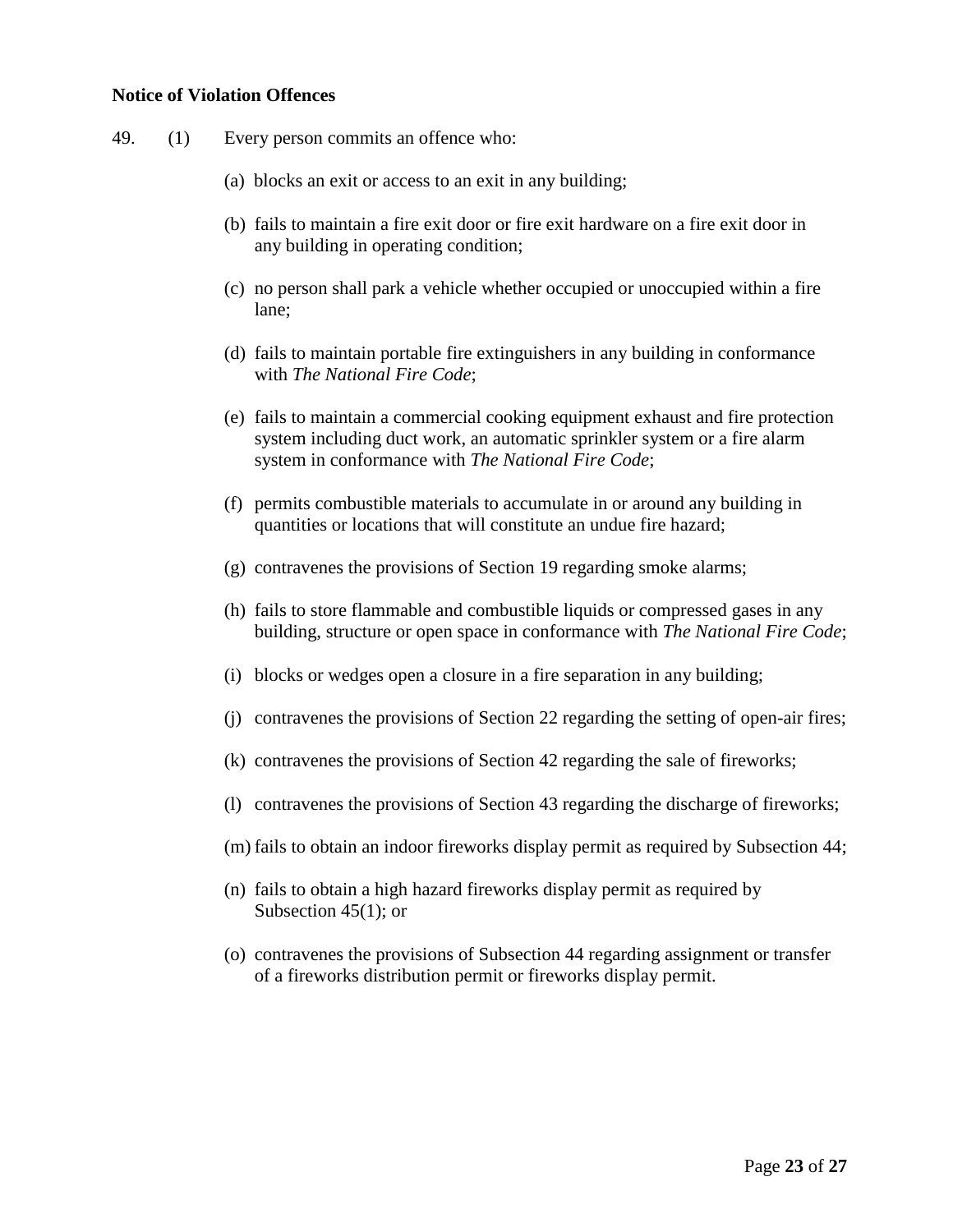**Notice of Violation Offences**

49. (1) Every person commits an offence who:

(a) blocks an exit or access to an exit in any building;

(b) fails to maintain a fire exit door or fire exit hardware on a fire exit door in any building in operating condition;

(c) no person shall park a vehicle whether occupied or unoccupied within a fire lane;

(d) fails to maintain portable fire extinguishers in any building in conformance with *The National Fire Code*;

(e) fails to maintain a commercial cooking equipment exhaust and fire protection system including duct work, an automatic sprinkler system or a fire alarm system in conformance with *The National Fire Code*;

(f) permits combustible materials to accumulate in or around any building in quantities or locations that will constitute an undue fire hazard;

(g) contravenes the provisions of Section 19 regarding smoke alarms;

(h) fails to store flammable and combustible liquids or compressed gases in any building, structure or open space in conformance with *The National Fire Code*;

(i) blocks or wedges open a closure in a fire separation in any building;

(j) contravenes the provisions of Section 22 regarding the setting of open-air fires;

(k) contravenes the provisions of Section 42 regarding the sale of fireworks;

(l) contravenes the provisions of Section 43 regarding the discharge of fireworks;

(m) fails to obtain an indoor fireworks display permit as required by Subsection 44;

(n) fails to obtain a high hazard fireworks display permit as required by Subsection 45(1); or

(o) contravenes the provisions of Subsection 44 regarding assignment or transfer of a fireworks distribution permit or fireworks display permit.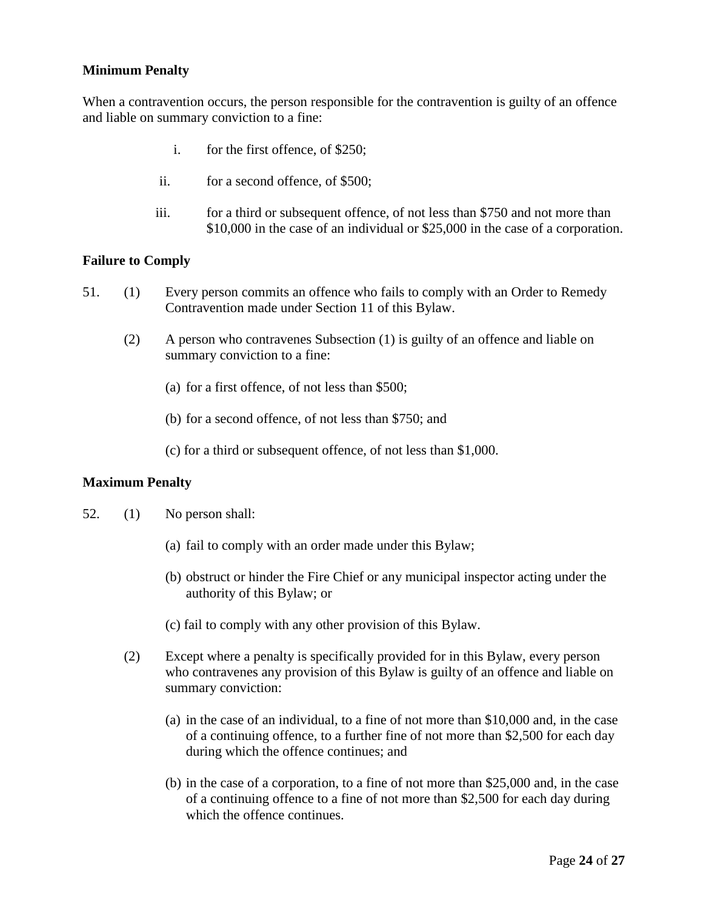**Minimum Penalty**

When a contravention occurs, the person responsible for the contravention is guilty of an offence and liable on summary conviction to a fine:

i. for the first offence, of $250;

ii. for a second offence, of $500;

iii. for a third or subsequent offence, of not less than $750 and not more than $10,000 in the case of an individual or $25,000 in the case of a corporation.

**Failure to Comply**

51. (1) Every person commits an offence who fails to comply with an Order to Remedy Contravention made under Section 11 of this Bylaw.

(2) A person who contravenes Subsection (1) is guilty of an offence and liable on summary conviction to a fine:

(a) for a first offence, of not less than $500;

(b) for a second offence, of not less than $750; and

(c) for a third or subsequent offence, of not less than $1,000.

**Maximum Penalty**

52. (1) No person shall:

(a) fail to comply with an order made under this Bylaw;

(b) obstruct or hinder the Fire Chief or any municipal inspector acting under the authority of this Bylaw; or

(c) fail to comply with any other provision of this Bylaw.

(2) Except where a penalty is specifically provided for in this Bylaw, every person who contravenes any provision of this Bylaw is guilty of an offence and liable on summary conviction:

(a) in the case of an individual, to a fine of not more than $10,000 and, in the case of a continuing offence, to a further fine of not more than $2,500 for each day during which the offence continues; and

(b) in the case of a corporation, to a fine of not more than $25,000 and, in the case of a continuing offence to a fine of not more than $2,500 for each day during which the offence continues.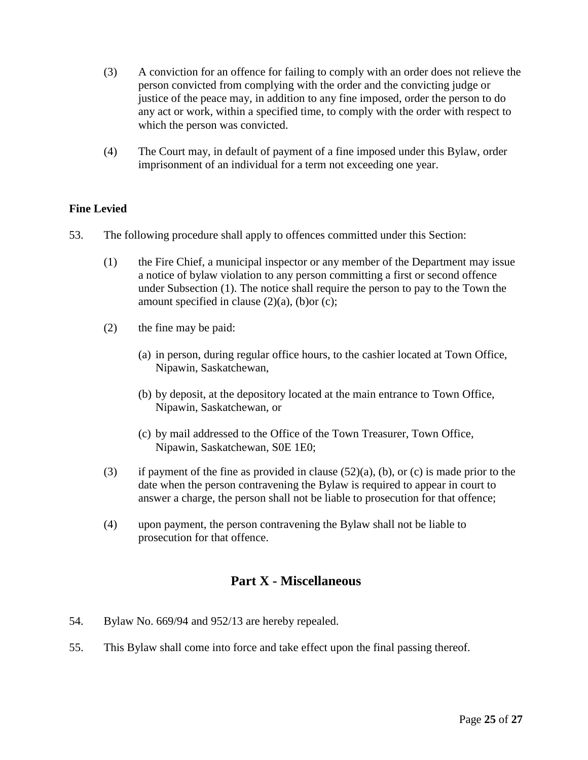(3) A conviction for an offence for failing to comply with an order does not relieve the person convicted from complying with the order and the convicting judge or justice of the peace may, in addition to any fine imposed, order the person to do any act or work, within a specified time, to comply with the order with respect to which the person was convicted.

(4) The Court may, in default of payment of a fine imposed under this Bylaw, order imprisonment of an individual for a term not exceeding one year.

**Fine Levied**

53. The following procedure shall apply to offences committed under this Section:

(1) the Fire Chief, a municipal inspector or any member of the Department may issue a notice of bylaw violation to any person committing a first or second offence under Subsection (1). The notice shall require the person to pay to the Town the amount specified in clause (2)(a), (b)or (c);

(2) the fine may be paid:

(a) in person, during regular office hours, to the cashier located at Town Office, Nipawin, Saskatchewan,

(b) by deposit, at the depository located at the main entrance to Town Office, Nipawin, Saskatchewan, or

(c) by mail addressed to the Office of the Town Treasurer, Town Office, Nipawin, Saskatchewan, S0E 1E0;

(3) if payment of the fine as provided in clause (52)(a), (b), or (c) is made prior to the date when the person contravening the Bylaw is required to appear in court to answer a charge, the person shall not be liable to prosecution for that offence;

(4) upon payment, the person contravening the Bylaw shall not be liable to prosecution for that offence.

## Part X - Miscellaneous

54. Bylaw No. 669/94 and 952/13 are hereby repealed.

55. This Bylaw shall come into force and take effect upon the final passing thereof.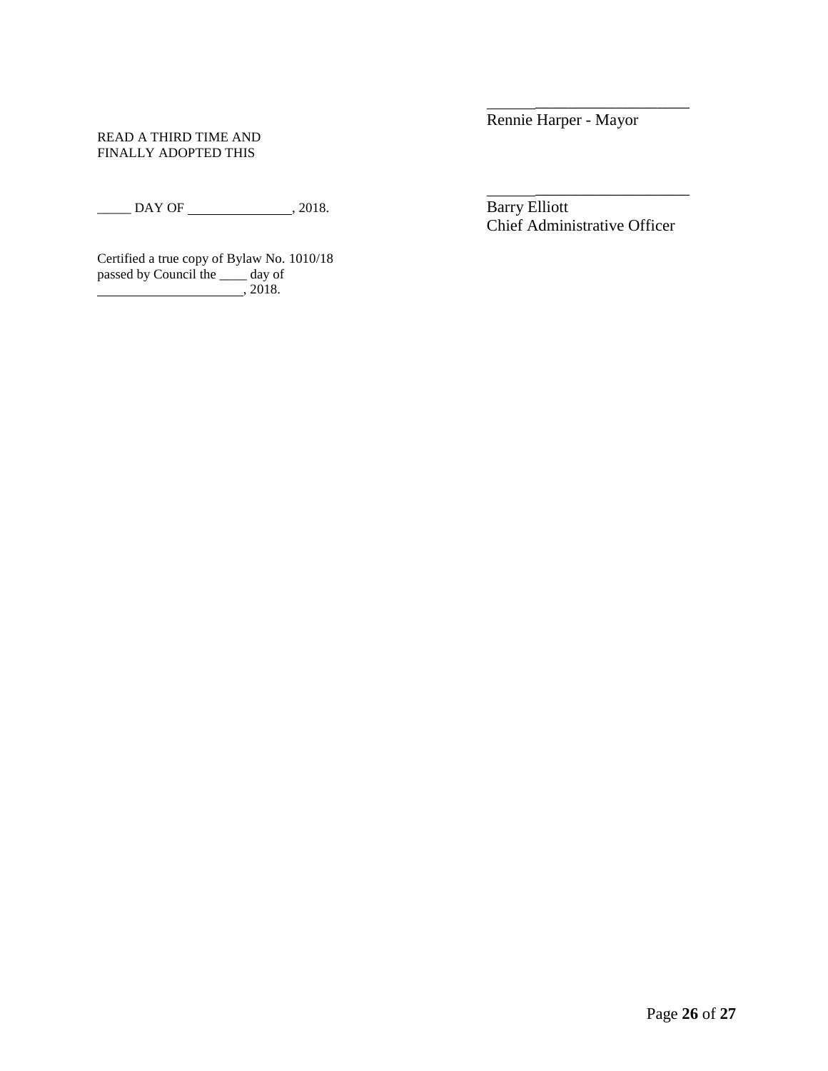_________________________
Rennie Harper - Mayor

READ A THIRD TIME AND
FINALLY ADOPTED THIS

_____ DAY OF ______________, 2018.

_________________________
Barry Elliott
Chief Administrative Officer

Certified a true copy of Bylaw No. 1010/18
passed by Council the ____ day of
____________________, 2018.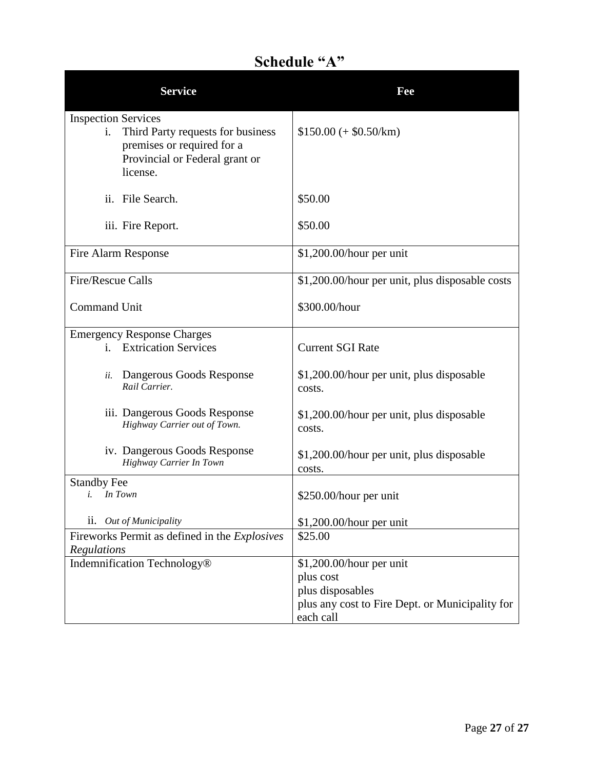# Schedule "A"

| Service | Fee |
|---|---|
| Inspection Services<br>i. Third Party requests for business premises or required for a Provincial or Federal grant or license.<br><br>ii. File Search.<br><br>iii. Fire Report. | <br>$150.00 (+ $0.50/km)<br><br><br><br>$50.00<br><br>$50.00 |
| Fire Alarm Response | $1,200.00/hour per unit |
| Fire/Rescue Calls<br><br>Command Unit | $1,200.00/hour per unit, plus disposable costs<br><br>$300.00/hour |
| Emergency Response Charges<br>i. Extrication Services<br><br>*ii.* Dangerous Goods Response *Rail Carrier.*<br><br>iii. Dangerous Goods Response *Highway Carrier out of Town.*<br><br>iv. Dangerous Goods Response *Highway Carrier In Town* | <br>Current SGI Rate<br><br>$1,200.00/hour per unit, plus disposable costs.<br><br>$1,200.00/hour per unit, plus disposable costs.<br><br>$1,200.00/hour per unit, plus disposable costs. |
| Standby Fee<br>*i. In Town*<br><br>ii. *Out of Municipality* | <br>$250.00/hour per unit<br><br>$1,200.00/hour per unit |
| Fireworks Permit as defined in the *Explosives Regulations* | $25.00 |
| Indemnification Technology® | $1,200.00/hour per unit<br>plus cost<br>plus disposables<br>plus any cost to Fire Dept. or Municipality for each call |